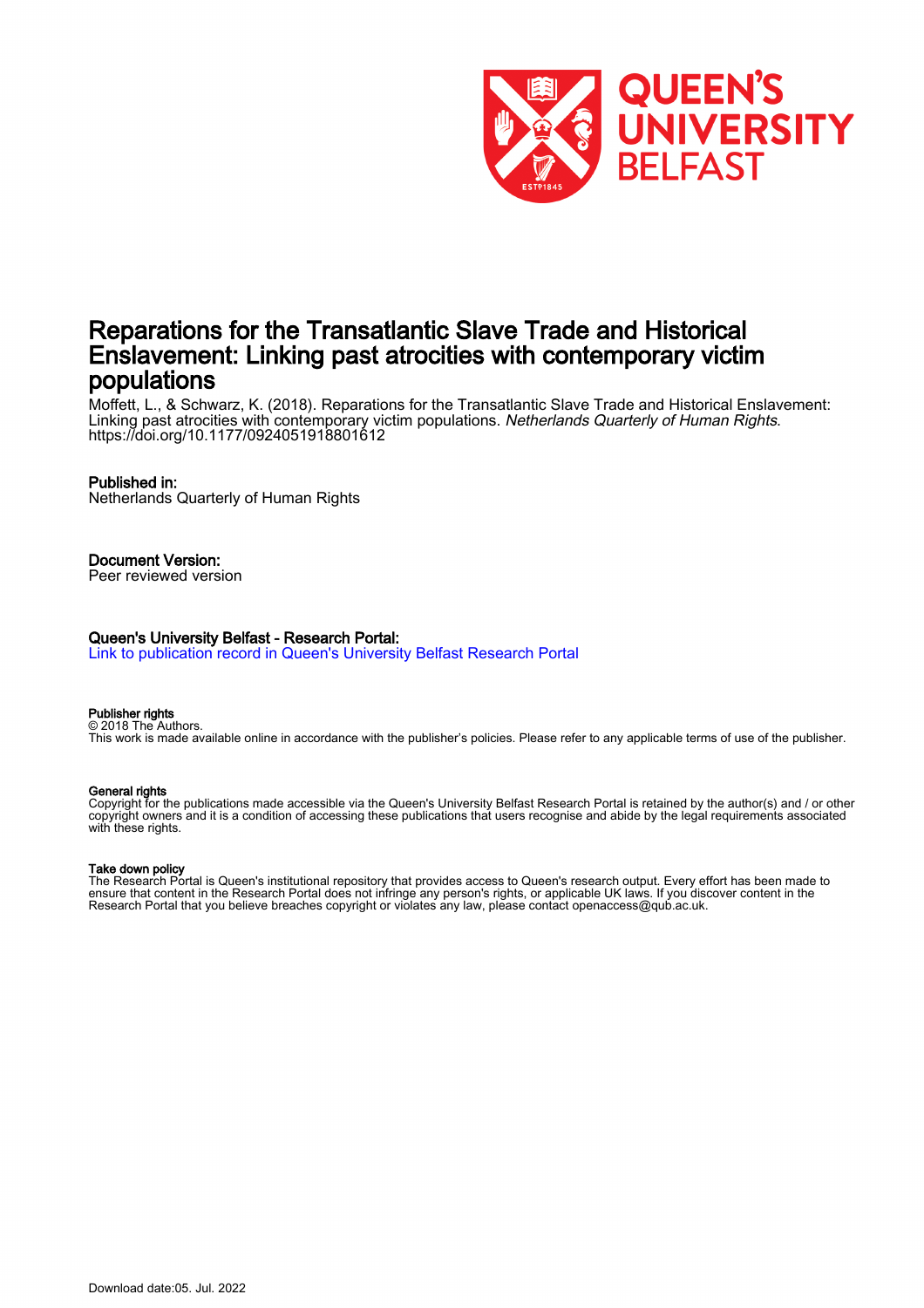# Reparations for the Transatlantic Slave Trade and Historical Enslavement: Linking past atrocities with contemporary victim populations

Moffett, L., & Schwarz, K. (2018). Reparations for the Transatlantic Slave Trade and Historical Enslavement: Linking past atrocities with contemporary victim populations. *Netherlands Quarterly of Human Rights*. https://doi.org/10.1177/0924051918801612

**Published in:**
Netherlands Quarterly of Human Rights

**Document Version:**
Peer reviewed version

**Queen's University Belfast - Research Portal:**
Link to publication record in Queen's University Belfast Research Portal

**Publisher rights**
© 2018 The Authors.
This work is made available online in accordance with the publisher's policies. Please refer to any applicable terms of use of the publisher.

**General rights**
Copyright for the publications made accessible via the Queen's University Belfast Research Portal is retained by the author(s) and / or other copyright owners and it is a condition of accessing these publications that users recognise and abide by the legal requirements associated with these rights.

**Take down policy**
The Research Portal is Queen's institutional repository that provides access to Queen's research output. Every effort has been made to ensure that content in the Research Portal does not infringe any person's rights, or applicable UK laws. If you discover content in the Research Portal that you believe breaches copyright or violates any law, please contact openaccess@qub.ac.uk.

Download date:05. Jul. 2022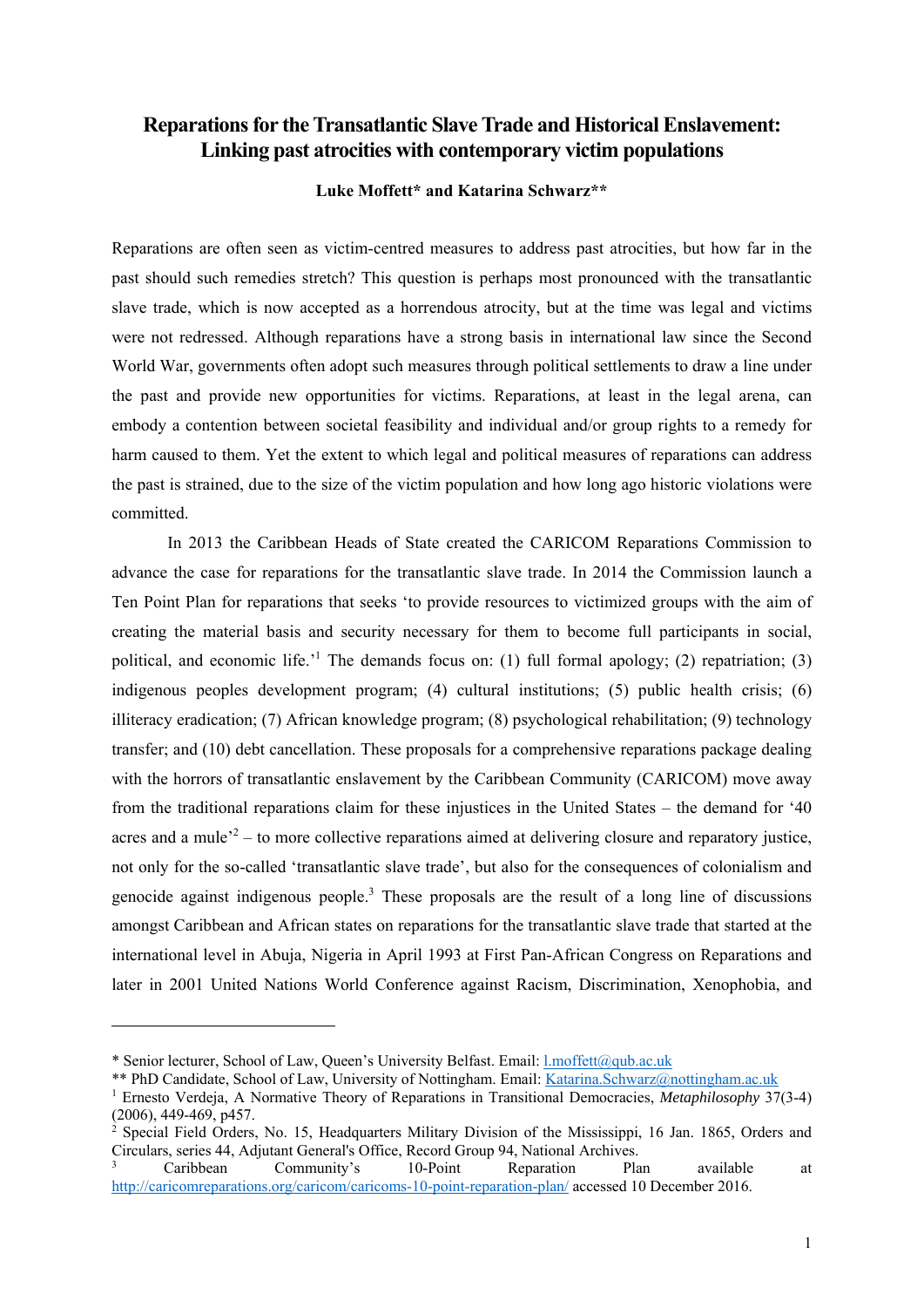# Reparations for the Transatlantic Slave Trade and Historical Enslavement: Linking past atrocities with contemporary victim populations

**Luke Moffett\* and Katarina Schwarz\*\***

Reparations are often seen as victim-centred measures to address past atrocities, but how far in the past should such remedies stretch? This question is perhaps most pronounced with the transatlantic slave trade, which is now accepted as a horrendous atrocity, but at the time was legal and victims were not redressed. Although reparations have a strong basis in international law since the Second World War, governments often adopt such measures through political settlements to draw a line under the past and provide new opportunities for victims. Reparations, at least in the legal arena, can embody a contention between societal feasibility and individual and/or group rights to a remedy for harm caused to them. Yet the extent to which legal and political measures of reparations can address the past is strained, due to the size of the victim population and how long ago historic violations were committed.

In 2013 the Caribbean Heads of State created the CARICOM Reparations Commission to advance the case for reparations for the transatlantic slave trade. In 2014 the Commission launch a Ten Point Plan for reparations that seeks 'to provide resources to victimized groups with the aim of creating the material basis and security necessary for them to become full participants in social, political, and economic life.'[1] The demands focus on: (1) full formal apology; (2) repatriation; (3) indigenous peoples development program; (4) cultural institutions; (5) public health crisis; (6) illiteracy eradication; (7) African knowledge program; (8) psychological rehabilitation; (9) technology transfer; and (10) debt cancellation. These proposals for a comprehensive reparations package dealing with the horrors of transatlantic enslavement by the Caribbean Community (CARICOM) move away from the traditional reparations claim for these injustices in the United States – the demand for '40 acres and a mule'[2] – to more collective reparations aimed at delivering closure and reparatory justice, not only for the so-called 'transatlantic slave trade', but also for the consequences of colonialism and genocide against indigenous people.[3] These proposals are the result of a long line of discussions amongst Caribbean and African states on reparations for the transatlantic slave trade that started at the international level in Abuja, Nigeria in April 1993 at First Pan-African Congress on Reparations and later in 2001 United Nations World Conference against Racism, Discrimination, Xenophobia, and

---

\* Senior lecturer, School of Law, Queen's University Belfast. Email: l.moffett@qub.ac.uk

\*\* PhD Candidate, School of Law, University of Nottingham. Email: Katarina.Schwarz@nottingham.ac.uk

[1] Ernesto Verdeja, A Normative Theory of Reparations in Transitional Democracies, *Metaphilosophy* 37(3-4) (2006), 449-469, p457.

[2] Special Field Orders, No. 15, Headquarters Military Division of the Mississippi, 16 Jan. 1865, Orders and Circulars, series 44, Adjutant General's Office, Record Group 94, National Archives.

[3] Caribbean Community's 10-Point Reparation Plan available at http://caricomreparations.org/caricom/caricoms-10-point-reparation-plan/ accessed 10 December 2016.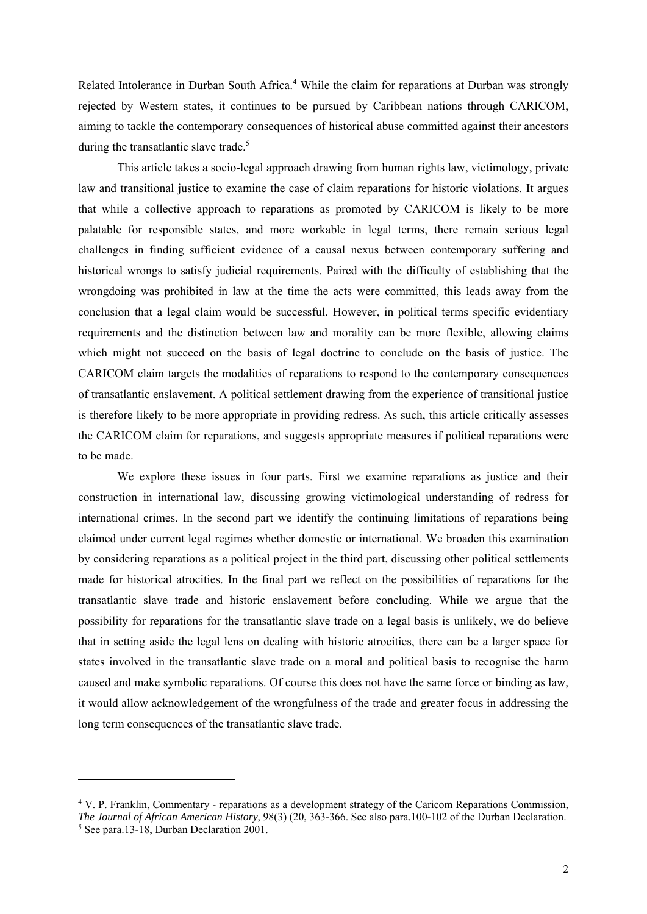Related Intolerance in Durban South Africa.[4] While the claim for reparations at Durban was strongly rejected by Western states, it continues to be pursued by Caribbean nations through CARICOM, aiming to tackle the contemporary consequences of historical abuse committed against their ancestors during the transatlantic slave trade.[5]

This article takes a socio-legal approach drawing from human rights law, victimology, private law and transitional justice to examine the case of claim reparations for historic violations. It argues that while a collective approach to reparations as promoted by CARICOM is likely to be more palatable for responsible states, and more workable in legal terms, there remain serious legal challenges in finding sufficient evidence of a causal nexus between contemporary suffering and historical wrongs to satisfy judicial requirements. Paired with the difficulty of establishing that the wrongdoing was prohibited in law at the time the acts were committed, this leads away from the conclusion that a legal claim would be successful. However, in political terms specific evidentiary requirements and the distinction between law and morality can be more flexible, allowing claims which might not succeed on the basis of legal doctrine to conclude on the basis of justice. The CARICOM claim targets the modalities of reparations to respond to the contemporary consequences of transatlantic enslavement. A political settlement drawing from the experience of transitional justice is therefore likely to be more appropriate in providing redress. As such, this article critically assesses the CARICOM claim for reparations, and suggests appropriate measures if political reparations were to be made.

We explore these issues in four parts. First we examine reparations as justice and their construction in international law, discussing growing victimological understanding of redress for international crimes. In the second part we identify the continuing limitations of reparations being claimed under current legal regimes whether domestic or international. We broaden this examination by considering reparations as a political project in the third part, discussing other political settlements made for historical atrocities. In the final part we reflect on the possibilities of reparations for the transatlantic slave trade and historic enslavement before concluding. While we argue that the possibility for reparations for the transatlantic slave trade on a legal basis is unlikely, we do believe that in setting aside the legal lens on dealing with historic atrocities, there can be a larger space for states involved in the transatlantic slave trade on a moral and political basis to recognise the harm caused and make symbolic reparations. Of course this does not have the same force or binding as law, it would allow acknowledgement of the wrongfulness of the trade and greater focus in addressing the long term consequences of the transatlantic slave trade.

---

[4] V. P. Franklin, Commentary - reparations as a development strategy of the Caricom Reparations Commission, *The Journal of African American History*, 98(3) (20, 363-366. See also para.100-102 of the Durban Declaration.

[5] See para.13-18, Durban Declaration 2001.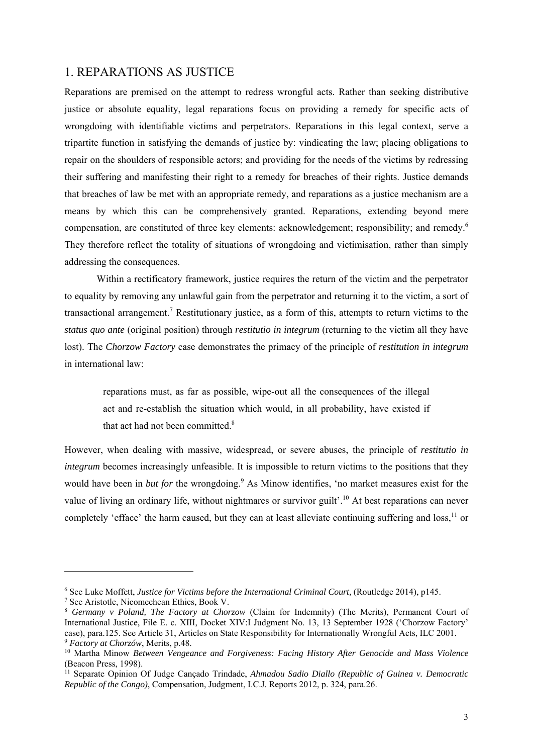## 1. REPARATIONS AS JUSTICE

Reparations are premised on the attempt to redress wrongful acts. Rather than seeking distributive justice or absolute equality, legal reparations focus on providing a remedy for specific acts of wrongdoing with identifiable victims and perpetrators. Reparations in this legal context, serve a tripartite function in satisfying the demands of justice by: vindicating the law; placing obligations to repair on the shoulders of responsible actors; and providing for the needs of the victims by redressing their suffering and manifesting their right to a remedy for breaches of their rights. Justice demands that breaches of law be met with an appropriate remedy, and reparations as a justice mechanism are a means by which this can be comprehensively granted. Reparations, extending beyond mere compensation, are constituted of three key elements: acknowledgement; responsibility; and remedy.[6] They therefore reflect the totality of situations of wrongdoing and victimisation, rather than simply addressing the consequences.

Within a rectificatory framework, justice requires the return of the victim and the perpetrator to equality by removing any unlawful gain from the perpetrator and returning it to the victim, a sort of transactional arrangement.[7] Restitutionary justice, as a form of this, attempts to return victims to the *status quo ante* (original position) through *restitutio in integrum* (returning to the victim all they have lost). The *Chorzow Factory* case demonstrates the primacy of the principle of *restitution in integrum* in international law:

> reparations must, as far as possible, wipe-out all the consequences of the illegal act and re-establish the situation which would, in all probability, have existed if that act had not been committed.[8]

However, when dealing with massive, widespread, or severe abuses, the principle of *restitutio in integrum* becomes increasingly unfeasible. It is impossible to return victims to the positions that they would have been in *but for* the wrongdoing.[9] As Minow identifies, 'no market measures exist for the value of living an ordinary life, without nightmares or survivor guilt'.[10] At best reparations can never completely 'efface' the harm caused, but they can at least alleviate continuing suffering and loss,[11] or

---

[6] See Luke Moffett, *Justice for Victims before the International Criminal Court,* (Routledge 2014), p145.

[7] See Aristotle, Nicomechean Ethics, Book V.

[8] *Germany v Poland, The Factory at Chorzow* (Claim for Indemnity) (The Merits), Permanent Court of International Justice, File E. c. XIII, Docket XIV:I Judgment No. 13, 13 September 1928 ('Chorzow Factory' case), para.125. See Article 31, Articles on State Responsibility for Internationally Wrongful Acts, ILC 2001.

[9] *Factory at Chorzów*, Merits, p.48.

[10] Martha Minow *Between Vengeance and Forgiveness: Facing History After Genocide and Mass Violence* (Beacon Press, 1998).

[11] Separate Opinion Of Judge Cançado Trindade, *Ahmadou Sadio Diallo (Republic of Guinea v. Democratic Republic of the Congo)*, Compensation, Judgment, I.C.J. Reports 2012, p. 324, para.26.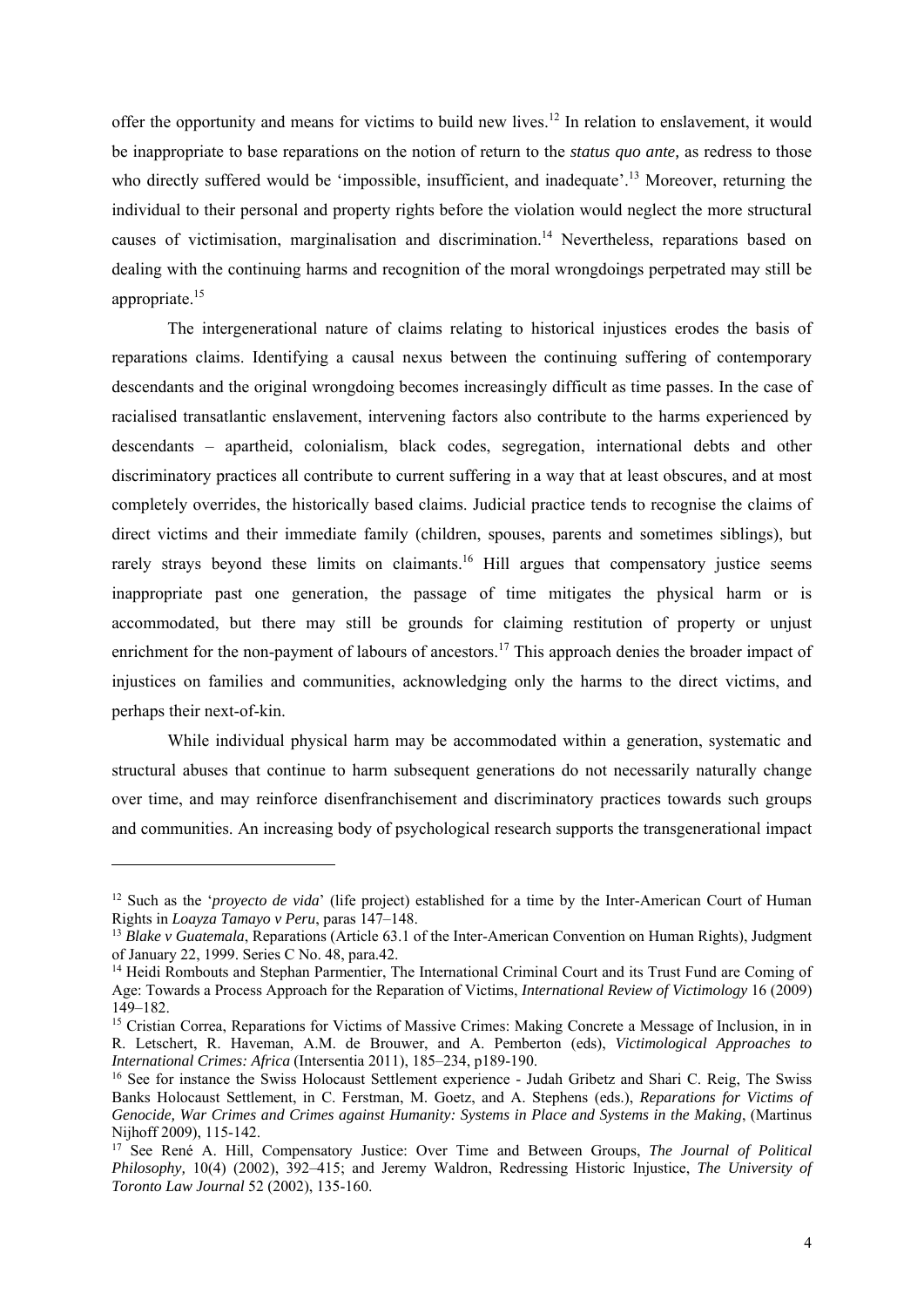offer the opportunity and means for victims to build new lives.[12] In relation to enslavement, it would be inappropriate to base reparations on the notion of return to the *status quo ante,* as redress to those who directly suffered would be 'impossible, insufficient, and inadequate'.[13] Moreover, returning the individual to their personal and property rights before the violation would neglect the more structural causes of victimisation, marginalisation and discrimination.[14] Nevertheless, reparations based on dealing with the continuing harms and recognition of the moral wrongdoings perpetrated may still be appropriate.[15]

The intergenerational nature of claims relating to historical injustices erodes the basis of reparations claims. Identifying a causal nexus between the continuing suffering of contemporary descendants and the original wrongdoing becomes increasingly difficult as time passes. In the case of racialised transatlantic enslavement, intervening factors also contribute to the harms experienced by descendants – apartheid, colonialism, black codes, segregation, international debts and other discriminatory practices all contribute to current suffering in a way that at least obscures, and at most completely overrides, the historically based claims. Judicial practice tends to recognise the claims of direct victims and their immediate family (children, spouses, parents and sometimes siblings), but rarely strays beyond these limits on claimants.[16] Hill argues that compensatory justice seems inappropriate past one generation, the passage of time mitigates the physical harm or is accommodated, but there may still be grounds for claiming restitution of property or unjust enrichment for the non-payment of labours of ancestors.[17] This approach denies the broader impact of injustices on families and communities, acknowledging only the harms to the direct victims, and perhaps their next-of-kin.

While individual physical harm may be accommodated within a generation, systematic and structural abuses that continue to harm subsequent generations do not necessarily naturally change over time, and may reinforce disenfranchisement and discriminatory practices towards such groups and communities. An increasing body of psychological research supports the transgenerational impact

---

[12] Such as the '*proyecto de vida*' (life project) established for a time by the Inter-American Court of Human Rights in *Loayza Tamayo v Peru*, paras 147–148.

[13] *Blake v Guatemala*, Reparations (Article 63.1 of the Inter-American Convention on Human Rights), Judgment of January 22, 1999. Series C No. 48, para.42.

[14] Heidi Rombouts and Stephan Parmentier, The International Criminal Court and its Trust Fund are Coming of Age: Towards a Process Approach for the Reparation of Victims, *International Review of Victimology* 16 (2009) 149–182.

[15] Cristian Correa, Reparations for Victims of Massive Crimes: Making Concrete a Message of Inclusion, in in R. Letschert, R. Haveman, A.M. de Brouwer, and A. Pemberton (eds), *Victimological Approaches to International Crimes: Africa* (Intersentia 2011), 185–234, p189-190.

[16] See for instance the Swiss Holocaust Settlement experience - Judah Gribetz and Shari C. Reig, The Swiss Banks Holocaust Settlement, in C. Ferstman, M. Goetz, and A. Stephens (eds.), *Reparations for Victims of Genocide, War Crimes and Crimes against Humanity: Systems in Place and Systems in the Making*, (Martinus Nijhoff 2009), 115-142.

[17] See René A. Hill, Compensatory Justice: Over Time and Between Groups, *The Journal of Political Philosophy,* 10(4) (2002), 392–415; and Jeremy Waldron, Redressing Historic Injustice, *The University of Toronto Law Journal* 52 (2002), 135-160.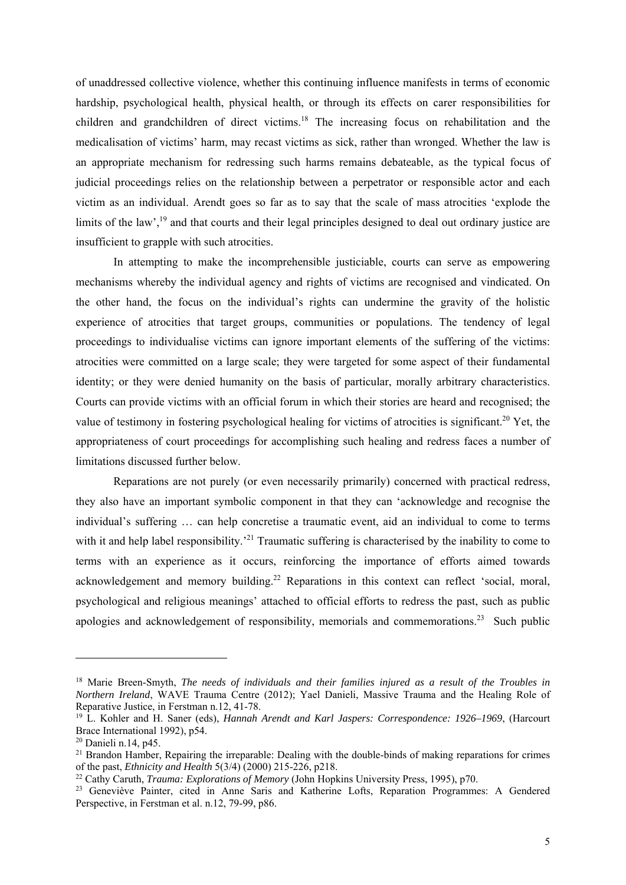of unaddressed collective violence, whether this continuing influence manifests in terms of economic hardship, psychological health, physical health, or through its effects on carer responsibilities for children and grandchildren of direct victims.[18] The increasing focus on rehabilitation and the medicalisation of victims' harm, may recast victims as sick, rather than wronged. Whether the law is an appropriate mechanism for redressing such harms remains debateable, as the typical focus of judicial proceedings relies on the relationship between a perpetrator or responsible actor and each victim as an individual. Arendt goes so far as to say that the scale of mass atrocities 'explode the limits of the law',[19] and that courts and their legal principles designed to deal out ordinary justice are insufficient to grapple with such atrocities.

In attempting to make the incomprehensible justiciable, courts can serve as empowering mechanisms whereby the individual agency and rights of victims are recognised and vindicated. On the other hand, the focus on the individual's rights can undermine the gravity of the holistic experience of atrocities that target groups, communities or populations. The tendency of legal proceedings to individualise victims can ignore important elements of the suffering of the victims: atrocities were committed on a large scale; they were targeted for some aspect of their fundamental identity; or they were denied humanity on the basis of particular, morally arbitrary characteristics. Courts can provide victims with an official forum in which their stories are heard and recognised; the value of testimony in fostering psychological healing for victims of atrocities is significant.[20] Yet, the appropriateness of court proceedings for accomplishing such healing and redress faces a number of limitations discussed further below.

Reparations are not purely (or even necessarily primarily) concerned with practical redress, they also have an important symbolic component in that they can 'acknowledge and recognise the individual's suffering … can help concretise a traumatic event, aid an individual to come to terms with it and help label responsibility.'[21] Traumatic suffering is characterised by the inability to come to terms with an experience as it occurs, reinforcing the importance of efforts aimed towards acknowledgement and memory building.[22] Reparations in this context can reflect 'social, moral, psychological and religious meanings' attached to official efforts to redress the past, such as public apologies and acknowledgement of responsibility, memorials and commemorations.[23] Such public

---

[18] Marie Breen-Smyth, *The needs of individuals and their families injured as a result of the Troubles in Northern Ireland*, WAVE Trauma Centre (2012); Yael Danieli, Massive Trauma and the Healing Role of Reparative Justice, in Ferstman n.12, 41-78.

[19] L. Kohler and H. Saner (eds), *Hannah Arendt and Karl Jaspers: Correspondence: 1926–1969*, (Harcourt Brace International 1992), p54.

[20] Danieli n.14, p45.

[21] Brandon Hamber, Repairing the irreparable: Dealing with the double-binds of making reparations for crimes of the past, *Ethnicity and Health* 5(3/4) (2000) 215-226, p218.

[22] Cathy Caruth, *Trauma: Explorations of Memory* (John Hopkins University Press, 1995), p70.

[23] Geneviève Painter, cited in Anne Saris and Katherine Lofts, Reparation Programmes: A Gendered Perspective, in Ferstman et al. n.12, 79-99, p86.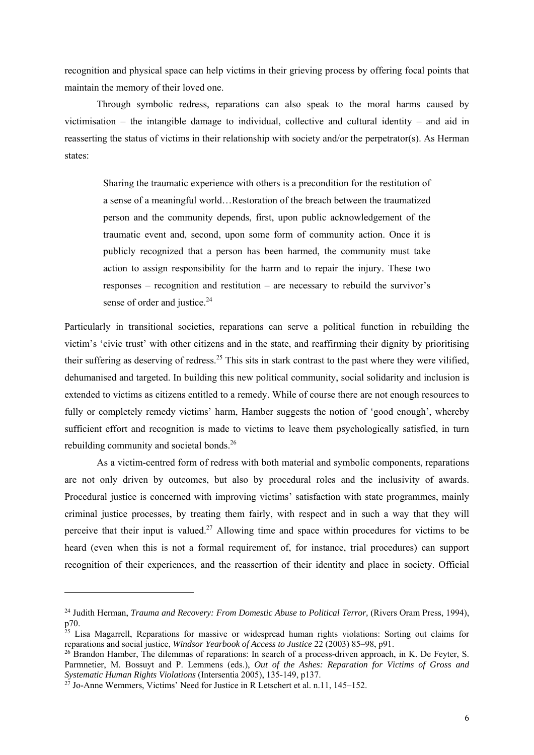recognition and physical space can help victims in their grieving process by offering focal points that maintain the memory of their loved one.

Through symbolic redress, reparations can also speak to the moral harms caused by victimisation – the intangible damage to individual, collective and cultural identity – and aid in reasserting the status of victims in their relationship with society and/or the perpetrator(s). As Herman states:

> Sharing the traumatic experience with others is a precondition for the restitution of a sense of a meaningful world…Restoration of the breach between the traumatized person and the community depends, first, upon public acknowledgement of the traumatic event and, second, upon some form of community action. Once it is publicly recognized that a person has been harmed, the community must take action to assign responsibility for the harm and to repair the injury. These two responses – recognition and restitution – are necessary to rebuild the survivor's sense of order and justice.[24]

Particularly in transitional societies, reparations can serve a political function in rebuilding the victim's 'civic trust' with other citizens and in the state, and reaffirming their dignity by prioritising their suffering as deserving of redress.[25] This sits in stark contrast to the past where they were vilified, dehumanised and targeted. In building this new political community, social solidarity and inclusion is extended to victims as citizens entitled to a remedy. While of course there are not enough resources to fully or completely remedy victims' harm, Hamber suggests the notion of 'good enough', whereby sufficient effort and recognition is made to victims to leave them psychologically satisfied, in turn rebuilding community and societal bonds.[26]

As a victim-centred form of redress with both material and symbolic components, reparations are not only driven by outcomes, but also by procedural roles and the inclusivity of awards. Procedural justice is concerned with improving victims' satisfaction with state programmes, mainly criminal justice processes, by treating them fairly, with respect and in such a way that they will perceive that their input is valued.[27] Allowing time and space within procedures for victims to be heard (even when this is not a formal requirement of, for instance, trial procedures) can support recognition of their experiences, and the reassertion of their identity and place in society. Official

---

[24] Judith Herman, *Trauma and Recovery: From Domestic Abuse to Political Terror,* (Rivers Oram Press, 1994), p70.

[25] Lisa Magarrell, Reparations for massive or widespread human rights violations: Sorting out claims for reparations and social justice, *Windsor Yearbook of Access to Justice* 22 (2003) 85–98, p91.

[26] Brandon Hamber, The dilemmas of reparations: In search of a process-driven approach, in K. De Feyter, S. Parmnetier, M. Bossuyt and P. Lemmens (eds.), *Out of the Ashes: Reparation for Victims of Gross and Systematic Human Rights Violations* (Intersentia 2005), 135-149, p137.

[27] Jo-Anne Wemmers, Victims' Need for Justice in R Letschert et al. n.11, 145–152.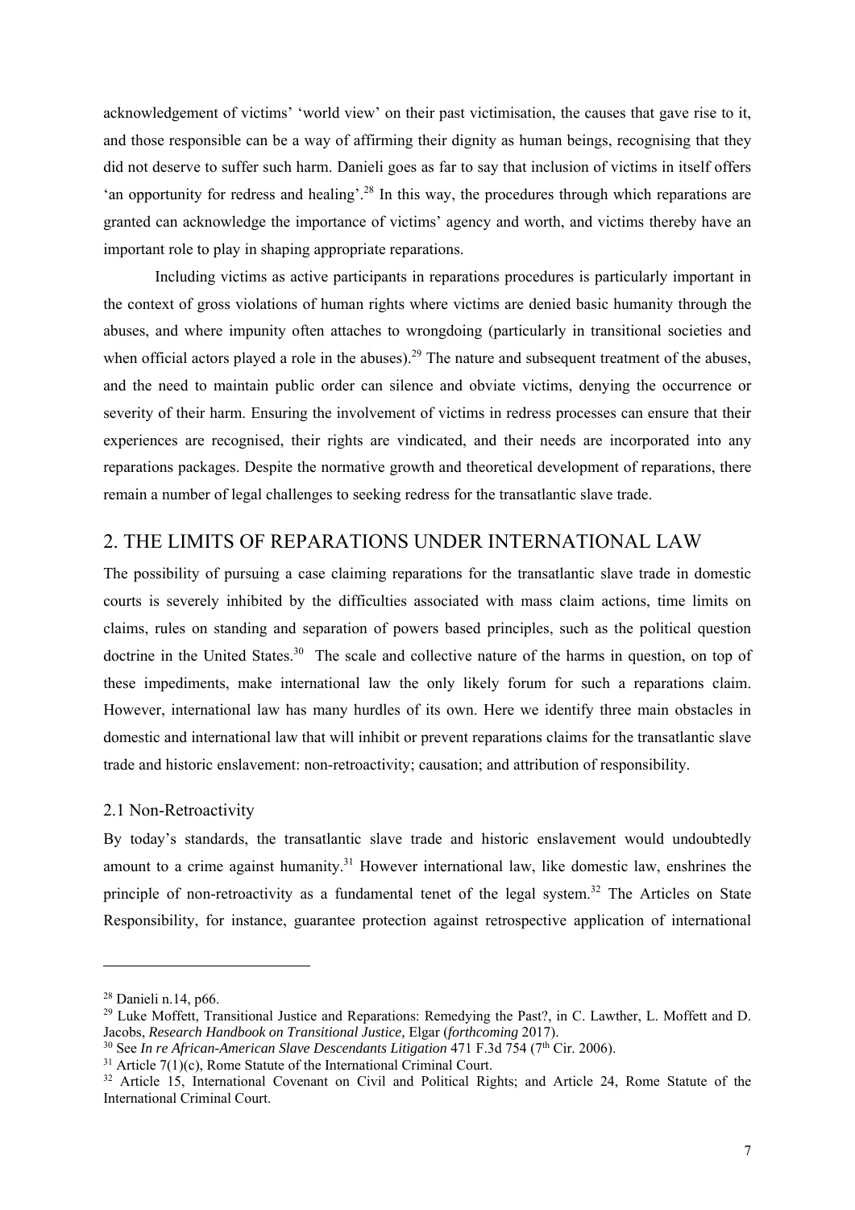acknowledgement of victims' 'world view' on their past victimisation, the causes that gave rise to it, and those responsible can be a way of affirming their dignity as human beings, recognising that they did not deserve to suffer such harm. Danieli goes as far to say that inclusion of victims in itself offers 'an opportunity for redress and healing'.[28] In this way, the procedures through which reparations are granted can acknowledge the importance of victims' agency and worth, and victims thereby have an important role to play in shaping appropriate reparations.

Including victims as active participants in reparations procedures is particularly important in the context of gross violations of human rights where victims are denied basic humanity through the abuses, and where impunity often attaches to wrongdoing (particularly in transitional societies and when official actors played a role in the abuses).[29] The nature and subsequent treatment of the abuses, and the need to maintain public order can silence and obviate victims, denying the occurrence or severity of their harm. Ensuring the involvement of victims in redress processes can ensure that their experiences are recognised, their rights are vindicated, and their needs are incorporated into any reparations packages. Despite the normative growth and theoretical development of reparations, there remain a number of legal challenges to seeking redress for the transatlantic slave trade.

## 2. THE LIMITS OF REPARATIONS UNDER INTERNATIONAL LAW

The possibility of pursuing a case claiming reparations for the transatlantic slave trade in domestic courts is severely inhibited by the difficulties associated with mass claim actions, time limits on claims, rules on standing and separation of powers based principles, such as the political question doctrine in the United States.[30] The scale and collective nature of the harms in question, on top of these impediments, make international law the only likely forum for such a reparations claim. However, international law has many hurdles of its own. Here we identify three main obstacles in domestic and international law that will inhibit or prevent reparations claims for the transatlantic slave trade and historic enslavement: non-retroactivity; causation; and attribution of responsibility.

### 2.1 Non-Retroactivity

By today's standards, the transatlantic slave trade and historic enslavement would undoubtedly amount to a crime against humanity.[31] However international law, like domestic law, enshrines the principle of non-retroactivity as a fundamental tenet of the legal system.[32] The Articles on State Responsibility, for instance, guarantee protection against retrospective application of international

---

[28] Danieli n.14, p66.

[29] Luke Moffett, Transitional Justice and Reparations: Remedying the Past?, in C. Lawther, L. Moffett and D. Jacobs, *Research Handbook on Transitional Justice,* Elgar (*forthcoming* 2017).

[30] See *In re African-American Slave Descendants Litigation* 471 F.3d 754 (7th Cir. 2006).

[31] Article 7(1)(c), Rome Statute of the International Criminal Court.

[32] Article 15, International Covenant on Civil and Political Rights; and Article 24, Rome Statute of the International Criminal Court.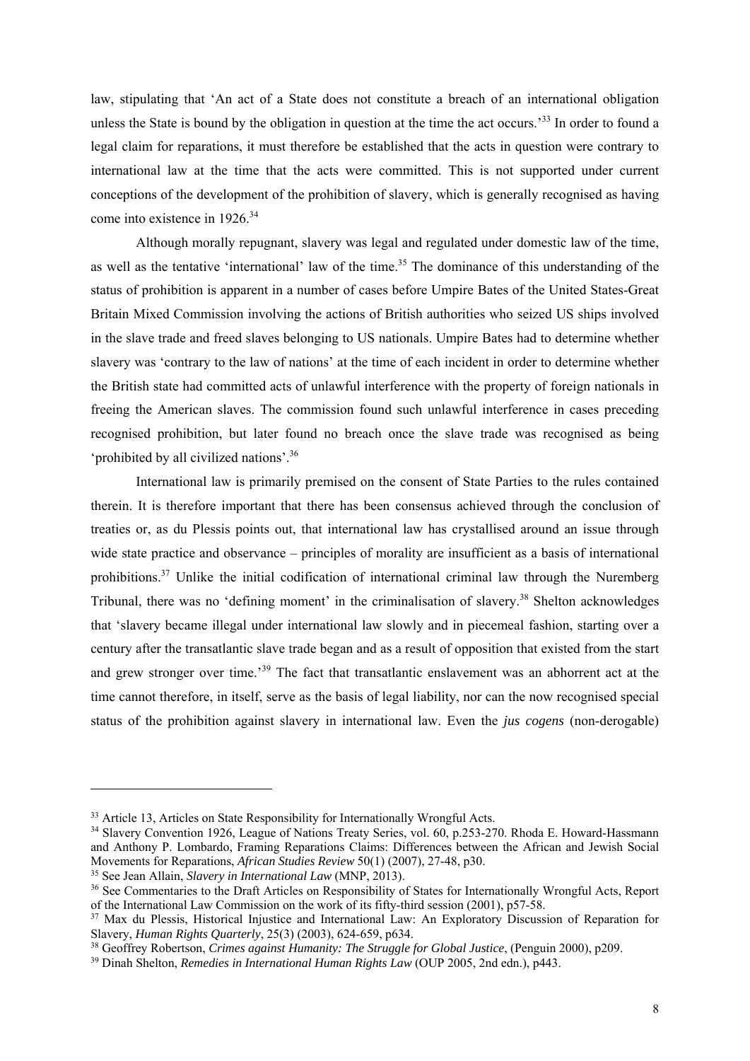law, stipulating that 'An act of a State does not constitute a breach of an international obligation unless the State is bound by the obligation in question at the time the act occurs.'[33] In order to found a legal claim for reparations, it must therefore be established that the acts in question were contrary to international law at the time that the acts were committed. This is not supported under current conceptions of the development of the prohibition of slavery, which is generally recognised as having come into existence in 1926.[34]

Although morally repugnant, slavery was legal and regulated under domestic law of the time, as well as the tentative 'international' law of the time.[35] The dominance of this understanding of the status of prohibition is apparent in a number of cases before Umpire Bates of the United States-Great Britain Mixed Commission involving the actions of British authorities who seized US ships involved in the slave trade and freed slaves belonging to US nationals. Umpire Bates had to determine whether slavery was 'contrary to the law of nations' at the time of each incident in order to determine whether the British state had committed acts of unlawful interference with the property of foreign nationals in freeing the American slaves. The commission found such unlawful interference in cases preceding recognised prohibition, but later found no breach once the slave trade was recognised as being 'prohibited by all civilized nations'.[36]

International law is primarily premised on the consent of State Parties to the rules contained therein. It is therefore important that there has been consensus achieved through the conclusion of treaties or, as du Plessis points out, that international law has crystallised around an issue through wide state practice and observance – principles of morality are insufficient as a basis of international prohibitions.[37] Unlike the initial codification of international criminal law through the Nuremberg Tribunal, there was no 'defining moment' in the criminalisation of slavery.[38] Shelton acknowledges that 'slavery became illegal under international law slowly and in piecemeal fashion, starting over a century after the transatlantic slave trade began and as a result of opposition that existed from the start and grew stronger over time.'[39] The fact that transatlantic enslavement was an abhorrent act at the time cannot therefore, in itself, serve as the basis of legal liability, nor can the now recognised special status of the prohibition against slavery in international law. Even the *jus cogens* (non-derogable)

---

[33] Article 13, Articles on State Responsibility for Internationally Wrongful Acts.

[34] Slavery Convention 1926, League of Nations Treaty Series, vol. 60, p.253-270. Rhoda E. Howard-Hassmann and Anthony P. Lombardo, Framing Reparations Claims: Differences between the African and Jewish Social Movements for Reparations, *African Studies Review* 50(1) (2007), 27-48, p30.

[35] See Jean Allain, *Slavery in International Law* (MNP, 2013).

[36] See Commentaries to the Draft Articles on Responsibility of States for Internationally Wrongful Acts, Report of the International Law Commission on the work of its fifty-third session (2001), p57-58.

[37] Max du Plessis, Historical Injustice and International Law: An Exploratory Discussion of Reparation for Slavery, *Human Rights Quarterly*, 25(3) (2003), 624-659, p634.

[38] Geoffrey Robertson, *Crimes against Humanity: The Struggle for Global Justice*, (Penguin 2000), p209.

[39] Dinah Shelton, *Remedies in International Human Rights Law* (OUP 2005, 2nd edn.), p443.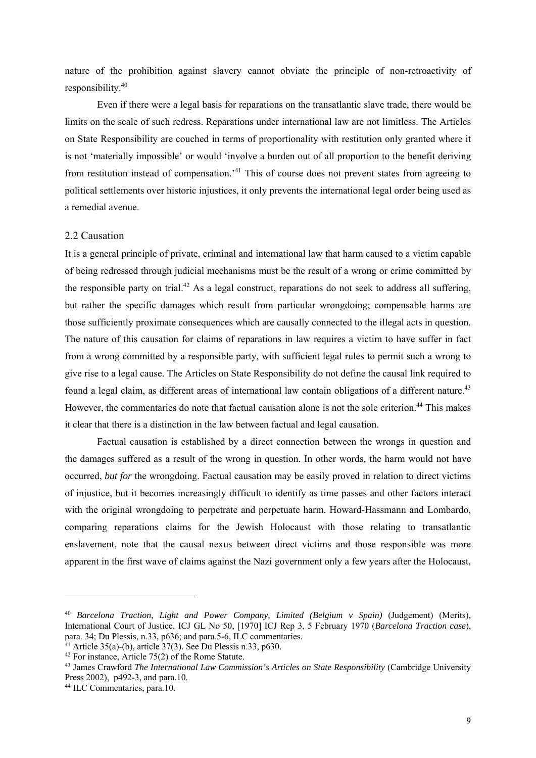nature of the prohibition against slavery cannot obviate the principle of non-retroactivity of responsibility.[40]

Even if there were a legal basis for reparations on the transatlantic slave trade, there would be limits on the scale of such redress. Reparations under international law are not limitless. The Articles on State Responsibility are couched in terms of proportionality with restitution only granted where it is not 'materially impossible' or would 'involve a burden out of all proportion to the benefit deriving from restitution instead of compensation.'[41] This of course does not prevent states from agreeing to political settlements over historic injustices, it only prevents the international legal order being used as a remedial avenue.

### 2.2 Causation

It is a general principle of private, criminal and international law that harm caused to a victim capable of being redressed through judicial mechanisms must be the result of a wrong or crime committed by the responsible party on trial.[42] As a legal construct, reparations do not seek to address all suffering, but rather the specific damages which result from particular wrongdoing; compensable harms are those sufficiently proximate consequences which are causally connected to the illegal acts in question. The nature of this causation for claims of reparations in law requires a victim to have suffer in fact from a wrong committed by a responsible party, with sufficient legal rules to permit such a wrong to give rise to a legal cause. The Articles on State Responsibility do not define the causal link required to found a legal claim, as different areas of international law contain obligations of a different nature.[43] However, the commentaries do note that factual causation alone is not the sole criterion.[44] This makes it clear that there is a distinction in the law between factual and legal causation.

Factual causation is established by a direct connection between the wrongs in question and the damages suffered as a result of the wrong in question. In other words, the harm would not have occurred, *but for* the wrongdoing. Factual causation may be easily proved in relation to direct victims of injustice, but it becomes increasingly difficult to identify as time passes and other factors interact with the original wrongdoing to perpetrate and perpetuate harm. Howard-Hassmann and Lombardo, comparing reparations claims for the Jewish Holocaust with those relating to transatlantic enslavement, note that the causal nexus between direct victims and those responsible was more apparent in the first wave of claims against the Nazi government only a few years after the Holocaust,

---

[40] *Barcelona Traction, Light and Power Company, Limited (Belgium v Spain)* (Judgement) (Merits), International Court of Justice, ICJ GL No 50, [1970] ICJ Rep 3, 5 February 1970 (*Barcelona Traction case*), para. 34; Du Plessis, n.33, p636; and para.5-6, ILC commentaries.

[41] Article 35(a)-(b), article 37(3). See Du Plessis n.33, p630.

[42] For instance, Article 75(2) of the Rome Statute.

[43] James Crawford *The International Law Commission's Articles on State Responsibility* (Cambridge University Press 2002), p492-3, and para.10.

[44] ILC Commentaries, para.10.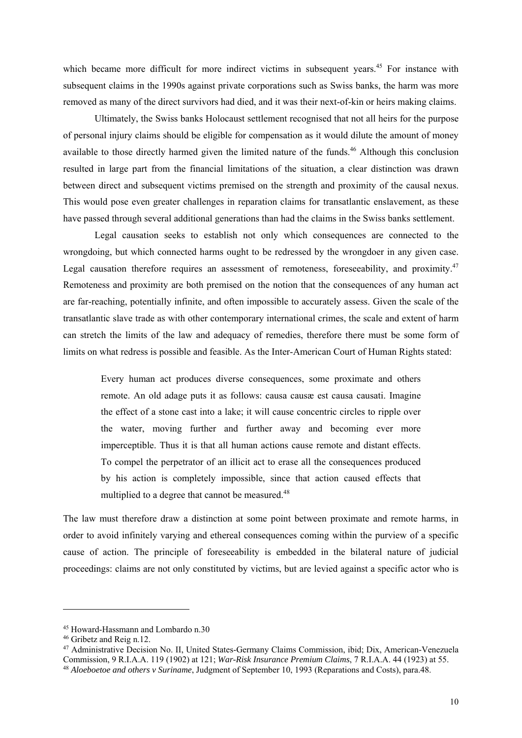which became more difficult for more indirect victims in subsequent years.[45] For instance with subsequent claims in the 1990s against private corporations such as Swiss banks, the harm was more removed as many of the direct survivors had died, and it was their next-of-kin or heirs making claims.

Ultimately, the Swiss banks Holocaust settlement recognised that not all heirs for the purpose of personal injury claims should be eligible for compensation as it would dilute the amount of money available to those directly harmed given the limited nature of the funds.[46] Although this conclusion resulted in large part from the financial limitations of the situation, a clear distinction was drawn between direct and subsequent victims premised on the strength and proximity of the causal nexus. This would pose even greater challenges in reparation claims for transatlantic enslavement, as these have passed through several additional generations than had the claims in the Swiss banks settlement.

Legal causation seeks to establish not only which consequences are connected to the wrongdoing, but which connected harms ought to be redressed by the wrongdoer in any given case. Legal causation therefore requires an assessment of remoteness, foreseeability, and proximity.[47] Remoteness and proximity are both premised on the notion that the consequences of any human act are far-reaching, potentially infinite, and often impossible to accurately assess. Given the scale of the transatlantic slave trade as with other contemporary international crimes, the scale and extent of harm can stretch the limits of the law and adequacy of remedies, therefore there must be some form of limits on what redress is possible and feasible. As the Inter-American Court of Human Rights stated:

> Every human act produces diverse consequences, some proximate and others remote. An old adage puts it as follows: causa causæ est causa causati. Imagine the effect of a stone cast into a lake; it will cause concentric circles to ripple over the water, moving further and further away and becoming ever more imperceptible. Thus it is that all human actions cause remote and distant effects. To compel the perpetrator of an illicit act to erase all the consequences produced by his action is completely impossible, since that action caused effects that multiplied to a degree that cannot be measured.[48]

The law must therefore draw a distinction at some point between proximate and remote harms, in order to avoid infinitely varying and ethereal consequences coming within the purview of a specific cause of action. The principle of foreseeability is embedded in the bilateral nature of judicial proceedings: claims are not only constituted by victims, but are levied against a specific actor who is

---

[45] Howard-Hassmann and Lombardo n.30

[46] Gribetz and Reig n.12.

[47] Administrative Decision No. II, United States-Germany Claims Commission, ibid; Dix, American-Venezuela Commission, 9 R.I.A.A. 119 (1902) at 121; *War-Risk Insurance Premium Claims*, 7 R.I.A.A. 44 (1923) at 55.

[48] *Aloeboetoe and others v Suriname*, Judgment of September 10, 1993 (Reparations and Costs), para.48.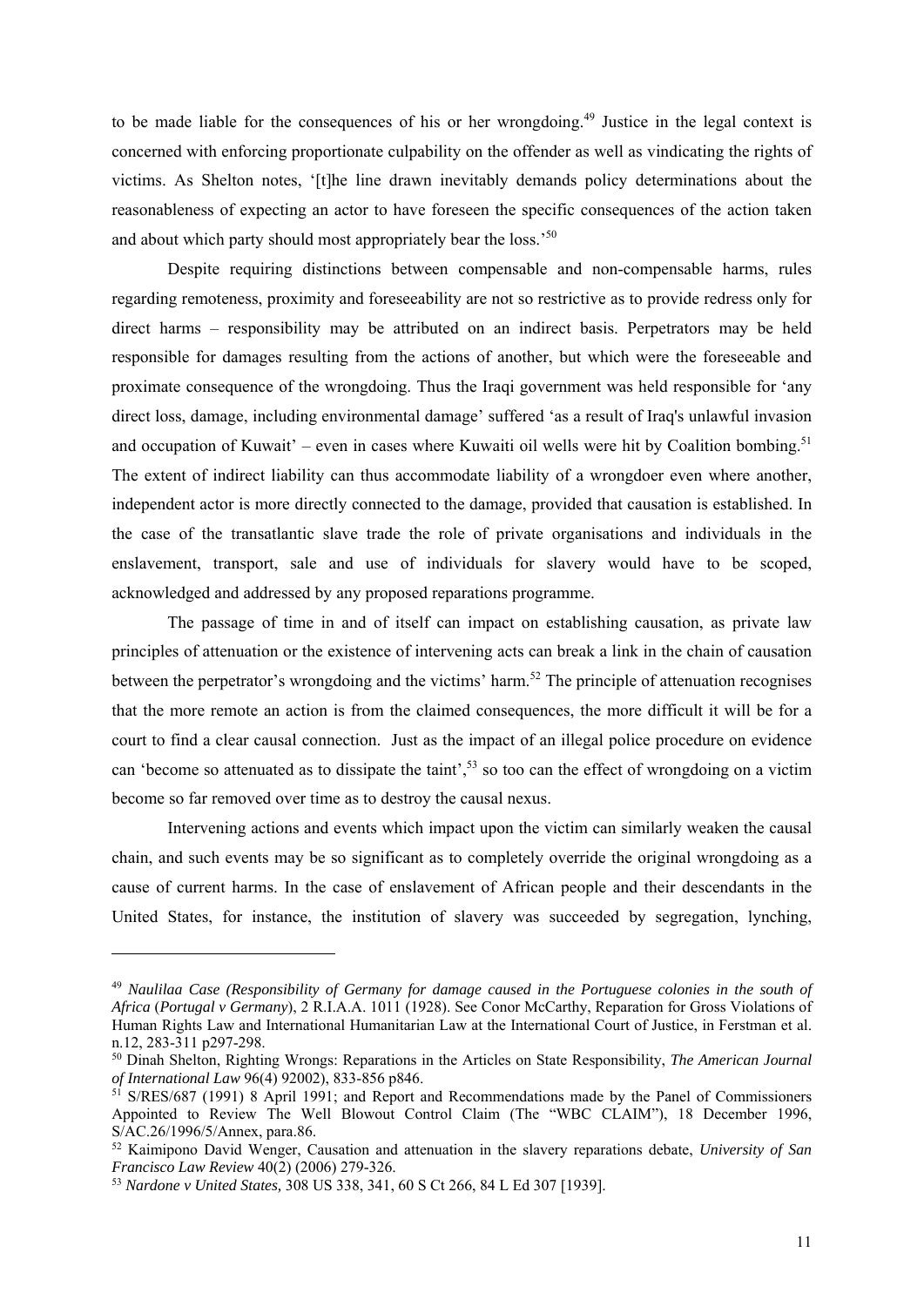to be made liable for the consequences of his or her wrongdoing.[49] Justice in the legal context is concerned with enforcing proportionate culpability on the offender as well as vindicating the rights of victims. As Shelton notes, '[t]he line drawn inevitably demands policy determinations about the reasonableness of expecting an actor to have foreseen the specific consequences of the action taken and about which party should most appropriately bear the loss.'[50]

Despite requiring distinctions between compensable and non-compensable harms, rules regarding remoteness, proximity and foreseeability are not so restrictive as to provide redress only for direct harms – responsibility may be attributed on an indirect basis. Perpetrators may be held responsible for damages resulting from the actions of another, but which were the foreseeable and proximate consequence of the wrongdoing. Thus the Iraqi government was held responsible for 'any direct loss, damage, including environmental damage' suffered 'as a result of Iraq's unlawful invasion and occupation of Kuwait' – even in cases where Kuwaiti oil wells were hit by Coalition bombing.[51] The extent of indirect liability can thus accommodate liability of a wrongdoer even where another, independent actor is more directly connected to the damage, provided that causation is established. In the case of the transatlantic slave trade the role of private organisations and individuals in the enslavement, transport, sale and use of individuals for slavery would have to be scoped, acknowledged and addressed by any proposed reparations programme.

The passage of time in and of itself can impact on establishing causation, as private law principles of attenuation or the existence of intervening acts can break a link in the chain of causation between the perpetrator's wrongdoing and the victims' harm.[52] The principle of attenuation recognises that the more remote an action is from the claimed consequences, the more difficult it will be for a court to find a clear causal connection. Just as the impact of an illegal police procedure on evidence can 'become so attenuated as to dissipate the taint',[53] so too can the effect of wrongdoing on a victim become so far removed over time as to destroy the causal nexus.

Intervening actions and events which impact upon the victim can similarly weaken the causal chain, and such events may be so significant as to completely override the original wrongdoing as a cause of current harms. In the case of enslavement of African people and their descendants in the United States, for instance, the institution of slavery was succeeded by segregation, lynching,

---

[49] *Naulilaa Case (Responsibility of Germany for damage caused in the Portuguese colonies in the south of Africa* (*Portugal v Germany*), 2 R.I.A.A. 1011 (1928). See Conor McCarthy, Reparation for Gross Violations of Human Rights Law and International Humanitarian Law at the International Court of Justice, in Ferstman et al. n.12, 283-311 p297-298.

[50] Dinah Shelton, Righting Wrongs: Reparations in the Articles on State Responsibility, *The American Journal of International Law* 96(4) 92002), 833-856 p846.

[51] S/RES/687 (1991) 8 April 1991; and Report and Recommendations made by the Panel of Commissioners Appointed to Review The Well Blowout Control Claim (The "WBC CLAIM"), 18 December 1996, S/AC.26/1996/5/Annex, para.86.

[52] Kaimipono David Wenger, Causation and attenuation in the slavery reparations debate, *University of San Francisco Law Review* 40(2) (2006) 279-326.

[53] *Nardone v United States,* 308 US 338, 341, 60 S Ct 266, 84 L Ed 307 [1939].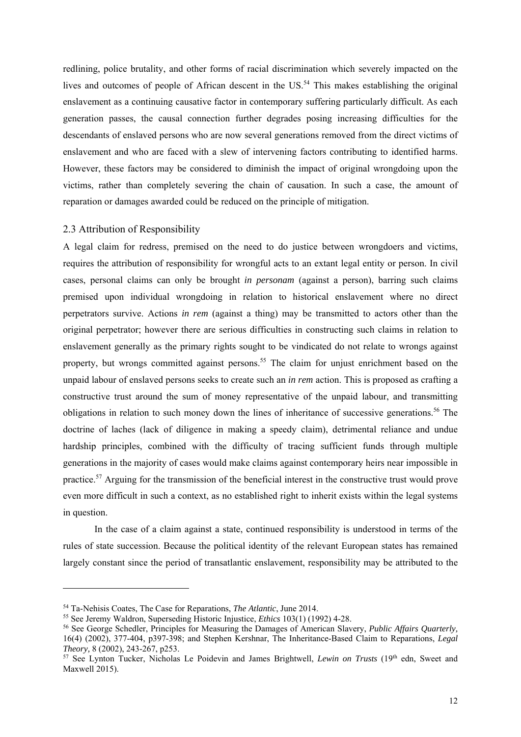redlining, police brutality, and other forms of racial discrimination which severely impacted on the lives and outcomes of people of African descent in the US.[54] This makes establishing the original enslavement as a continuing causative factor in contemporary suffering particularly difficult. As each generation passes, the causal connection further degrades posing increasing difficulties for the descendants of enslaved persons who are now several generations removed from the direct victims of enslavement and who are faced with a slew of intervening factors contributing to identified harms. However, these factors may be considered to diminish the impact of original wrongdoing upon the victims, rather than completely severing the chain of causation. In such a case, the amount of reparation or damages awarded could be reduced on the principle of mitigation.

### 2.3 Attribution of Responsibility

A legal claim for redress, premised on the need to do justice between wrongdoers and victims, requires the attribution of responsibility for wrongful acts to an extant legal entity or person. In civil cases, personal claims can only be brought *in personam* (against a person), barring such claims premised upon individual wrongdoing in relation to historical enslavement where no direct perpetrators survive. Actions *in rem* (against a thing) may be transmitted to actors other than the original perpetrator; however there are serious difficulties in constructing such claims in relation to enslavement generally as the primary rights sought to be vindicated do not relate to wrongs against property, but wrongs committed against persons.[55] The claim for unjust enrichment based on the unpaid labour of enslaved persons seeks to create such an *in rem* action. This is proposed as crafting a constructive trust around the sum of money representative of the unpaid labour, and transmitting obligations in relation to such money down the lines of inheritance of successive generations.[56] The doctrine of laches (lack of diligence in making a speedy claim), detrimental reliance and undue hardship principles, combined with the difficulty of tracing sufficient funds through multiple generations in the majority of cases would make claims against contemporary heirs near impossible in practice.[57] Arguing for the transmission of the beneficial interest in the constructive trust would prove even more difficult in such a context, as no established right to inherit exists within the legal systems in question.

In the case of a claim against a state, continued responsibility is understood in terms of the rules of state succession. Because the political identity of the relevant European states has remained largely constant since the period of transatlantic enslavement, responsibility may be attributed to the

---

[54] Ta-Nehisis Coates, The Case for Reparations, *The Atlantic*, June 2014.

[55] See Jeremy Waldron, Superseding Historic Injustice, *Ethics* 103(1) (1992) 4-28.

[56] See George Schedler, Principles for Measuring the Damages of American Slavery, *Public Affairs Quarterly*, 16(4) (2002), 377-404, p397-398; and Stephen Kershnar, The Inheritance-Based Claim to Reparations, *Legal Theory*, 8 (2002), 243-267, p253.

[57] See Lynton Tucker, Nicholas Le Poidevin and James Brightwell, *Lewin on Trusts* (19th edn, Sweet and Maxwell 2015).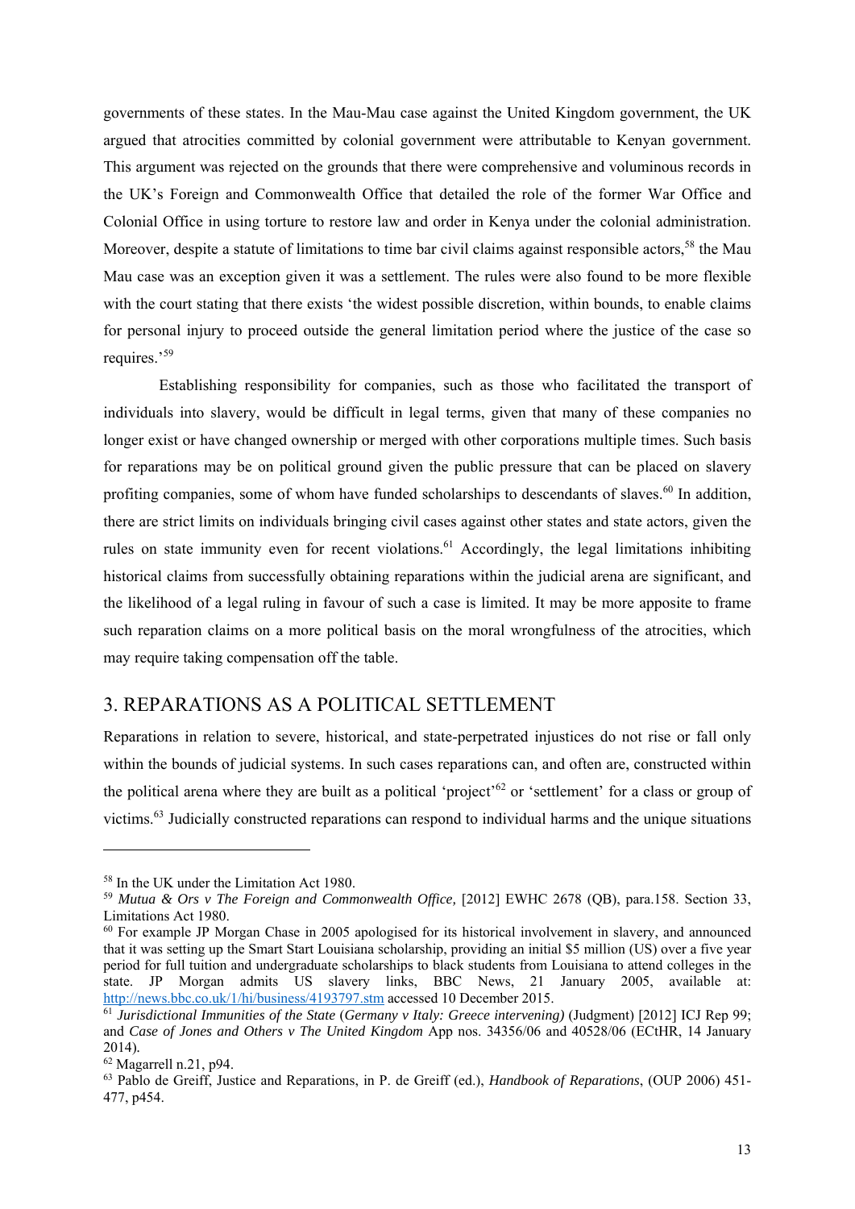governments of these states. In the Mau-Mau case against the United Kingdom government, the UK argued that atrocities committed by colonial government were attributable to Kenyan government. This argument was rejected on the grounds that there were comprehensive and voluminous records in the UK's Foreign and Commonwealth Office that detailed the role of the former War Office and Colonial Office in using torture to restore law and order in Kenya under the colonial administration. Moreover, despite a statute of limitations to time bar civil claims against responsible actors,[58] the Mau Mau case was an exception given it was a settlement. The rules were also found to be more flexible with the court stating that there exists 'the widest possible discretion, within bounds, to enable claims for personal injury to proceed outside the general limitation period where the justice of the case so requires.'[59]

Establishing responsibility for companies, such as those who facilitated the transport of individuals into slavery, would be difficult in legal terms, given that many of these companies no longer exist or have changed ownership or merged with other corporations multiple times. Such basis for reparations may be on political ground given the public pressure that can be placed on slavery profiting companies, some of whom have funded scholarships to descendants of slaves.[60] In addition, there are strict limits on individuals bringing civil cases against other states and state actors, given the rules on state immunity even for recent violations.[61] Accordingly, the legal limitations inhibiting historical claims from successfully obtaining reparations within the judicial arena are significant, and the likelihood of a legal ruling in favour of such a case is limited. It may be more apposite to frame such reparation claims on a more political basis on the moral wrongfulness of the atrocities, which may require taking compensation off the table.

## 3. REPARATIONS AS A POLITICAL SETTLEMENT

Reparations in relation to severe, historical, and state-perpetrated injustices do not rise or fall only within the bounds of judicial systems. In such cases reparations can, and often are, constructed within the political arena where they are built as a political 'project'[62] or 'settlement' for a class or group of victims.[63] Judicially constructed reparations can respond to individual harms and the unique situations

---

[58] In the UK under the Limitation Act 1980.

[59] *Mutua & Ors v The Foreign and Commonwealth Office,* [2012] EWHC 2678 (QB), para.158. Section 33, Limitations Act 1980.

[60] For example JP Morgan Chase in 2005 apologised for its historical involvement in slavery, and announced that it was setting up the Smart Start Louisiana scholarship, providing an initial $5 million (US) over a five year period for full tuition and undergraduate scholarships to black students from Louisiana to attend colleges in the state. JP Morgan admits US slavery links, BBC News, 21 January 2005, available at: http://news.bbc.co.uk/1/hi/business/4193797.stm accessed 10 December 2015.

[61] *Jurisdictional Immunities of the State* (*Germany v Italy: Greece intervening)* (Judgment) [2012] ICJ Rep 99; and *Case of Jones and Others v The United Kingdom* App nos. 34356/06 and 40528/06 (ECtHR, 14 January 2014).

[62] Magarrell n.21, p94.

[63] Pablo de Greiff, Justice and Reparations, in P. de Greiff (ed.), *Handbook of Reparations*, (OUP 2006) 451-477, p454.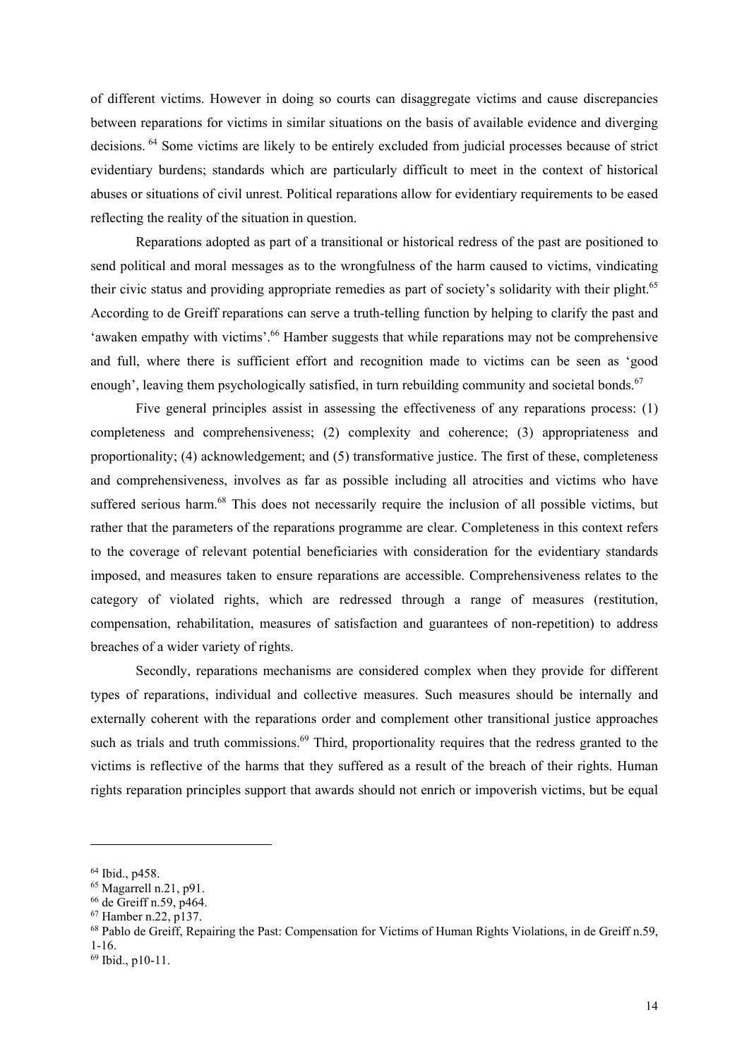of different victims. However in doing so courts can disaggregate victims and cause discrepancies between reparations for victims in similar situations on the basis of available evidence and diverging decisions. [64] Some victims are likely to be entirely excluded from judicial processes because of strict evidentiary burdens; standards which are particularly difficult to meet in the context of historical abuses or situations of civil unrest. Political reparations allow for evidentiary requirements to be eased reflecting the reality of the situation in question.

Reparations adopted as part of a transitional or historical redress of the past are positioned to send political and moral messages as to the wrongfulness of the harm caused to victims, vindicating their civic status and providing appropriate remedies as part of society's solidarity with their plight.[65] According to de Greiff reparations can serve a truth-telling function by helping to clarify the past and 'awaken empathy with victims'.[66] Hamber suggests that while reparations may not be comprehensive and full, where there is sufficient effort and recognition made to victims can be seen as 'good enough', leaving them psychologically satisfied, in turn rebuilding community and societal bonds.[67]

Five general principles assist in assessing the effectiveness of any reparations process: (1) completeness and comprehensiveness; (2) complexity and coherence; (3) appropriateness and proportionality; (4) acknowledgement; and (5) transformative justice. The first of these, completeness and comprehensiveness, involves as far as possible including all atrocities and victims who have suffered serious harm.[68] This does not necessarily require the inclusion of all possible victims, but rather that the parameters of the reparations programme are clear. Completeness in this context refers to the coverage of relevant potential beneficiaries with consideration for the evidentiary standards imposed, and measures taken to ensure reparations are accessible. Comprehensiveness relates to the category of violated rights, which are redressed through a range of measures (restitution, compensation, rehabilitation, measures of satisfaction and guarantees of non-repetition) to address breaches of a wider variety of rights.

Secondly, reparations mechanisms are considered complex when they provide for different types of reparations, individual and collective measures. Such measures should be internally and externally coherent with the reparations order and complement other transitional justice approaches such as trials and truth commissions.[69] Third, proportionality requires that the redress granted to the victims is reflective of the harms that they suffered as a result of the breach of their rights. Human rights reparation principles support that awards should not enrich or impoverish victims, but be equal

---

[64] Ibid., p458.

[65] Magarrell n.21, p91.

[66] de Greiff n.59, p464.

[67] Hamber n.22, p137.

[68] Pablo de Greiff, Repairing the Past: Compensation for Victims of Human Rights Violations, in de Greiff n.59, 1-16.

[69] Ibid., p10-11.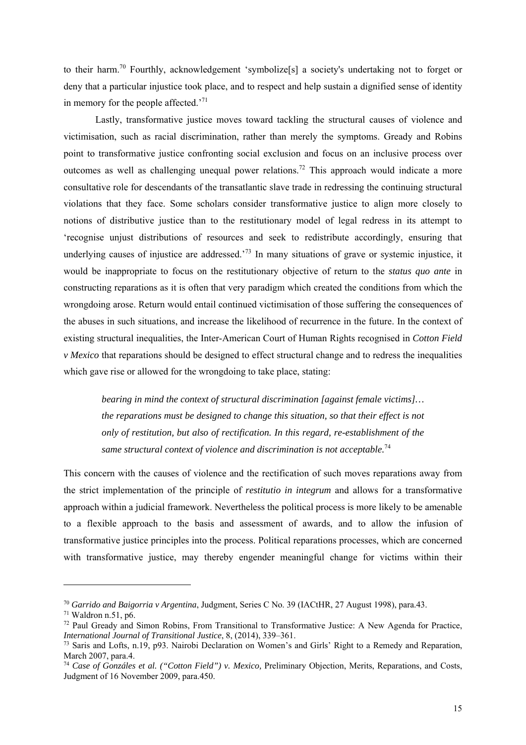to their harm.[70] Fourthly, acknowledgement 'symbolize[s] a society's undertaking not to forget or deny that a particular injustice took place, and to respect and help sustain a dignified sense of identity in memory for the people affected.'[71]

Lastly, transformative justice moves toward tackling the structural causes of violence and victimisation, such as racial discrimination, rather than merely the symptoms. Gready and Robins point to transformative justice confronting social exclusion and focus on an inclusive process over outcomes as well as challenging unequal power relations.[72] This approach would indicate a more consultative role for descendants of the transatlantic slave trade in redressing the continuing structural violations that they face. Some scholars consider transformative justice to align more closely to notions of distributive justice than to the restitutionary model of legal redress in its attempt to 'recognise unjust distributions of resources and seek to redistribute accordingly, ensuring that underlying causes of injustice are addressed.'[73] In many situations of grave or systemic injustice, it would be inappropriate to focus on the restitutionary objective of return to the *status quo ante* in constructing reparations as it is often that very paradigm which created the conditions from which the wrongdoing arose. Return would entail continued victimisation of those suffering the consequences of the abuses in such situations, and increase the likelihood of recurrence in the future. In the context of existing structural inequalities, the Inter-American Court of Human Rights recognised in *Cotton Field v Mexico* that reparations should be designed to effect structural change and to redress the inequalities which gave rise or allowed for the wrongdoing to take place, stating:

> *bearing in mind the context of structural discrimination [against female victims]… the reparations must be designed to change this situation, so that their effect is not only of restitution, but also of rectification. In this regard, re-establishment of the same structural context of violence and discrimination is not acceptable.*[74]

This concern with the causes of violence and the rectification of such moves reparations away from the strict implementation of the principle of *restitutio in integrum* and allows for a transformative approach within a judicial framework. Nevertheless the political process is more likely to be amenable to a flexible approach to the basis and assessment of awards, and to allow the infusion of transformative justice principles into the process. Political reparations processes, which are concerned with transformative justice, may thereby engender meaningful change for victims within their

---

[70] *Garrido and Baigorria v Argentina*, Judgment, Series C No. 39 (IACtHR, 27 August 1998), para.43.

[71] Waldron n.51, p6.

[72] Paul Gready and Simon Robins, From Transitional to Transformative Justice: A New Agenda for Practice, *International Journal of Transitional Justice*, 8, (2014), 339–361.

[73] Saris and Lofts, n.19, p93. Nairobi Declaration on Women's and Girls' Right to a Remedy and Reparation, March 2007, para.4.

[74] *Case of Gonzáles et al. ("Cotton Field") v. Mexico,* Preliminary Objection, Merits, Reparations, and Costs, Judgment of 16 November 2009, para.450.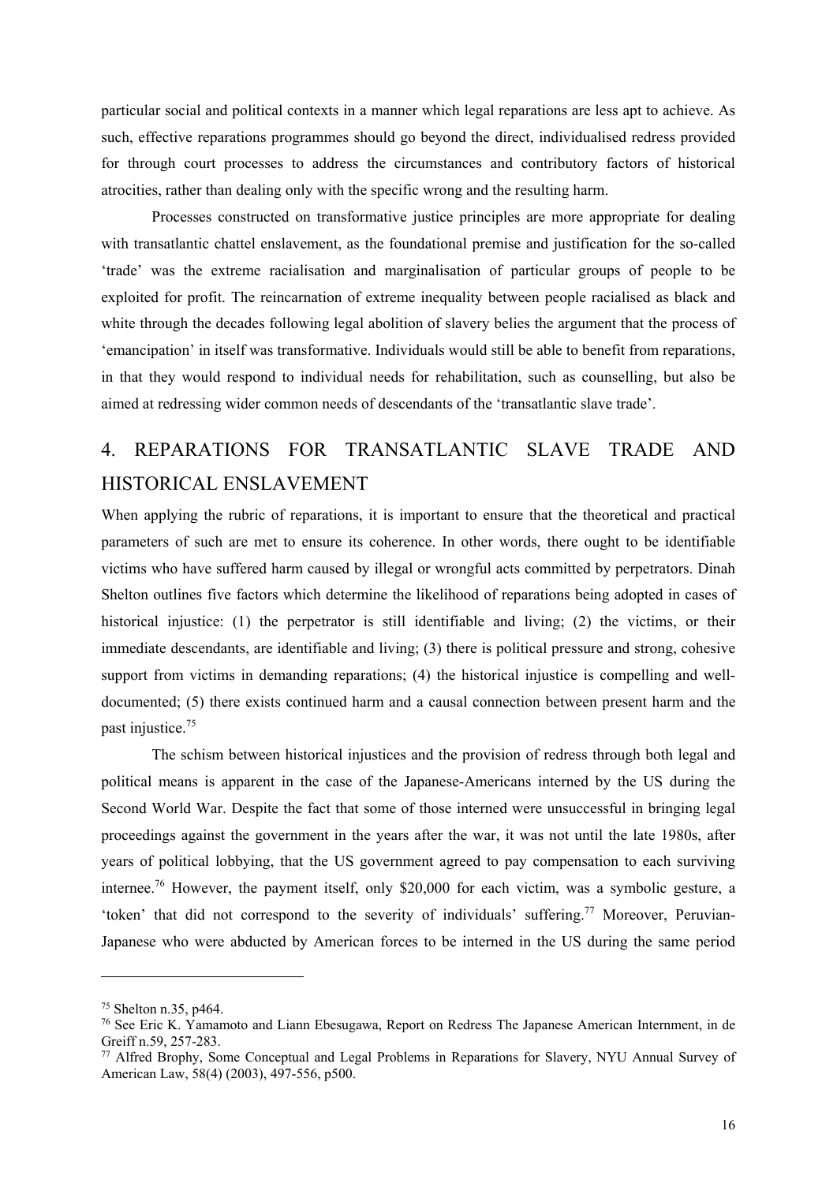particular social and political contexts in a manner which legal reparations are less apt to achieve. As such, effective reparations programmes should go beyond the direct, individualised redress provided for through court processes to address the circumstances and contributory factors of historical atrocities, rather than dealing only with the specific wrong and the resulting harm.

Processes constructed on transformative justice principles are more appropriate for dealing with transatlantic chattel enslavement, as the foundational premise and justification for the so-called 'trade' was the extreme racialisation and marginalisation of particular groups of people to be exploited for profit. The reincarnation of extreme inequality between people racialised as black and white through the decades following legal abolition of slavery belies the argument that the process of 'emancipation' in itself was transformative. Individuals would still be able to benefit from reparations, in that they would respond to individual needs for rehabilitation, such as counselling, but also be aimed at redressing wider common needs of descendants of the 'transatlantic slave trade'.

## 4. REPARATIONS FOR TRANSATLANTIC SLAVE TRADE AND HISTORICAL ENSLAVEMENT

When applying the rubric of reparations, it is important to ensure that the theoretical and practical parameters of such are met to ensure its coherence. In other words, there ought to be identifiable victims who have suffered harm caused by illegal or wrongful acts committed by perpetrators. Dinah Shelton outlines five factors which determine the likelihood of reparations being adopted in cases of historical injustice: (1) the perpetrator is still identifiable and living; (2) the victims, or their immediate descendants, are identifiable and living; (3) there is political pressure and strong, cohesive support from victims in demanding reparations; (4) the historical injustice is compelling and well-documented; (5) there exists continued harm and a causal connection between present harm and the past injustice.[75]

The schism between historical injustices and the provision of redress through both legal and political means is apparent in the case of the Japanese-Americans interned by the US during the Second World War. Despite the fact that some of those interned were unsuccessful in bringing legal proceedings against the government in the years after the war, it was not until the late 1980s, after years of political lobbying, that the US government agreed to pay compensation to each surviving internee.[76] However, the payment itself, only $20,000 for each victim, was a symbolic gesture, a 'token' that did not correspond to the severity of individuals' suffering.[77] Moreover, Peruvian-Japanese who were abducted by American forces to be interned in the US during the same period

---

[75] Shelton n.35, p464.

[76] See Eric K. Yamamoto and Liann Ebesugawa, Report on Redress The Japanese American Internment, in de Greiff n.59, 257-283.

[77] Alfred Brophy, Some Conceptual and Legal Problems in Reparations for Slavery, NYU Annual Survey of American Law, 58(4) (2003), 497-556, p500.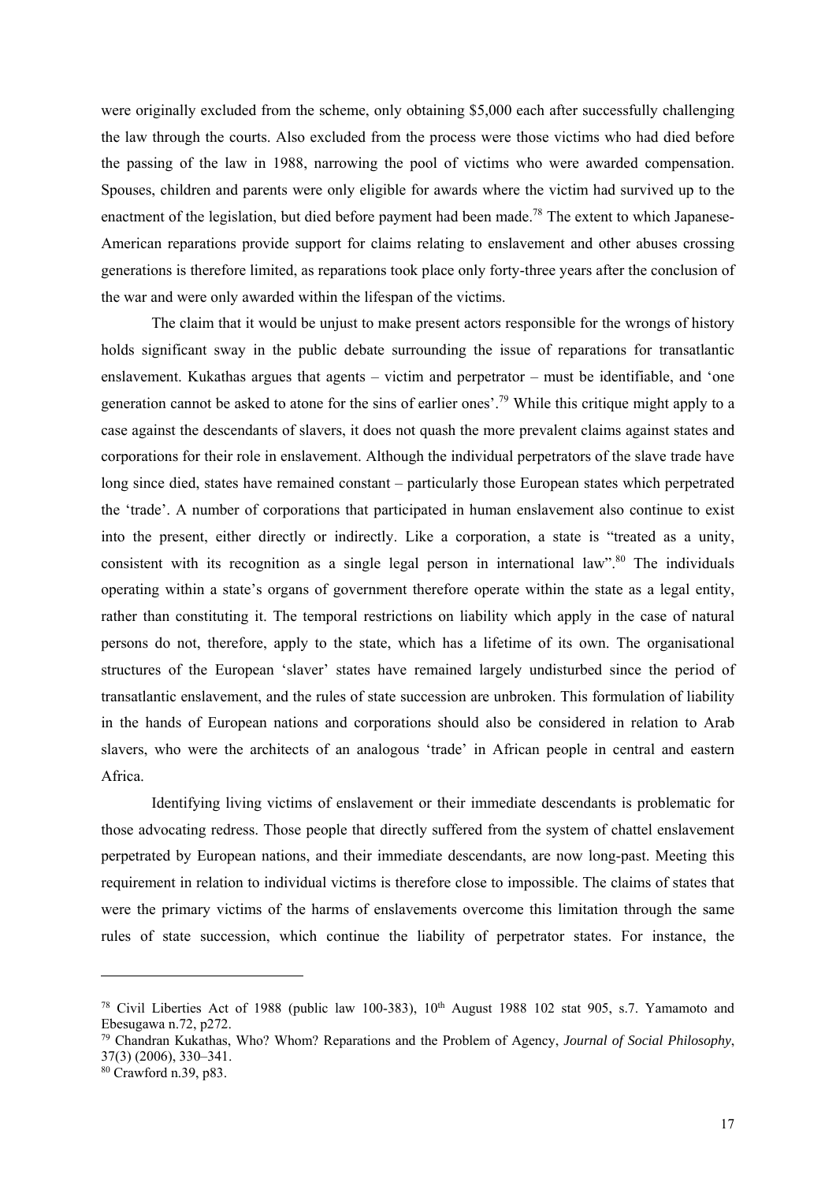were originally excluded from the scheme, only obtaining $5,000 each after successfully challenging the law through the courts. Also excluded from the process were those victims who had died before the passing of the law in 1988, narrowing the pool of victims who were awarded compensation. Spouses, children and parents were only eligible for awards where the victim had survived up to the enactment of the legislation, but died before payment had been made.[78] The extent to which Japanese-American reparations provide support for claims relating to enslavement and other abuses crossing generations is therefore limited, as reparations took place only forty-three years after the conclusion of the war and were only awarded within the lifespan of the victims.

The claim that it would be unjust to make present actors responsible for the wrongs of history holds significant sway in the public debate surrounding the issue of reparations for transatlantic enslavement. Kukathas argues that agents – victim and perpetrator – must be identifiable, and 'one generation cannot be asked to atone for the sins of earlier ones'.[79] While this critique might apply to a case against the descendants of slavers, it does not quash the more prevalent claims against states and corporations for their role in enslavement. Although the individual perpetrators of the slave trade have long since died, states have remained constant – particularly those European states which perpetrated the 'trade'. A number of corporations that participated in human enslavement also continue to exist into the present, either directly or indirectly. Like a corporation, a state is "treated as a unity, consistent with its recognition as a single legal person in international law".[80] The individuals operating within a state's organs of government therefore operate within the state as a legal entity, rather than constituting it. The temporal restrictions on liability which apply in the case of natural persons do not, therefore, apply to the state, which has a lifetime of its own. The organisational structures of the European 'slaver' states have remained largely undisturbed since the period of transatlantic enslavement, and the rules of state succession are unbroken. This formulation of liability in the hands of European nations and corporations should also be considered in relation to Arab slavers, who were the architects of an analogous 'trade' in African people in central and eastern Africa.

Identifying living victims of enslavement or their immediate descendants is problematic for those advocating redress. Those people that directly suffered from the system of chattel enslavement perpetrated by European nations, and their immediate descendants, are now long-past. Meeting this requirement in relation to individual victims is therefore close to impossible. The claims of states that were the primary victims of the harms of enslavements overcome this limitation through the same rules of state succession, which continue the liability of perpetrator states. For instance, the

---

[78] Civil Liberties Act of 1988 (public law 100-383), 10th August 1988 102 stat 905, s.7. Yamamoto and Ebesugawa n.72, p272.

[79] Chandran Kukathas, Who? Whom? Reparations and the Problem of Agency, *Journal of Social Philosophy*, 37(3) (2006), 330–341.

[80] Crawford n.39, p83.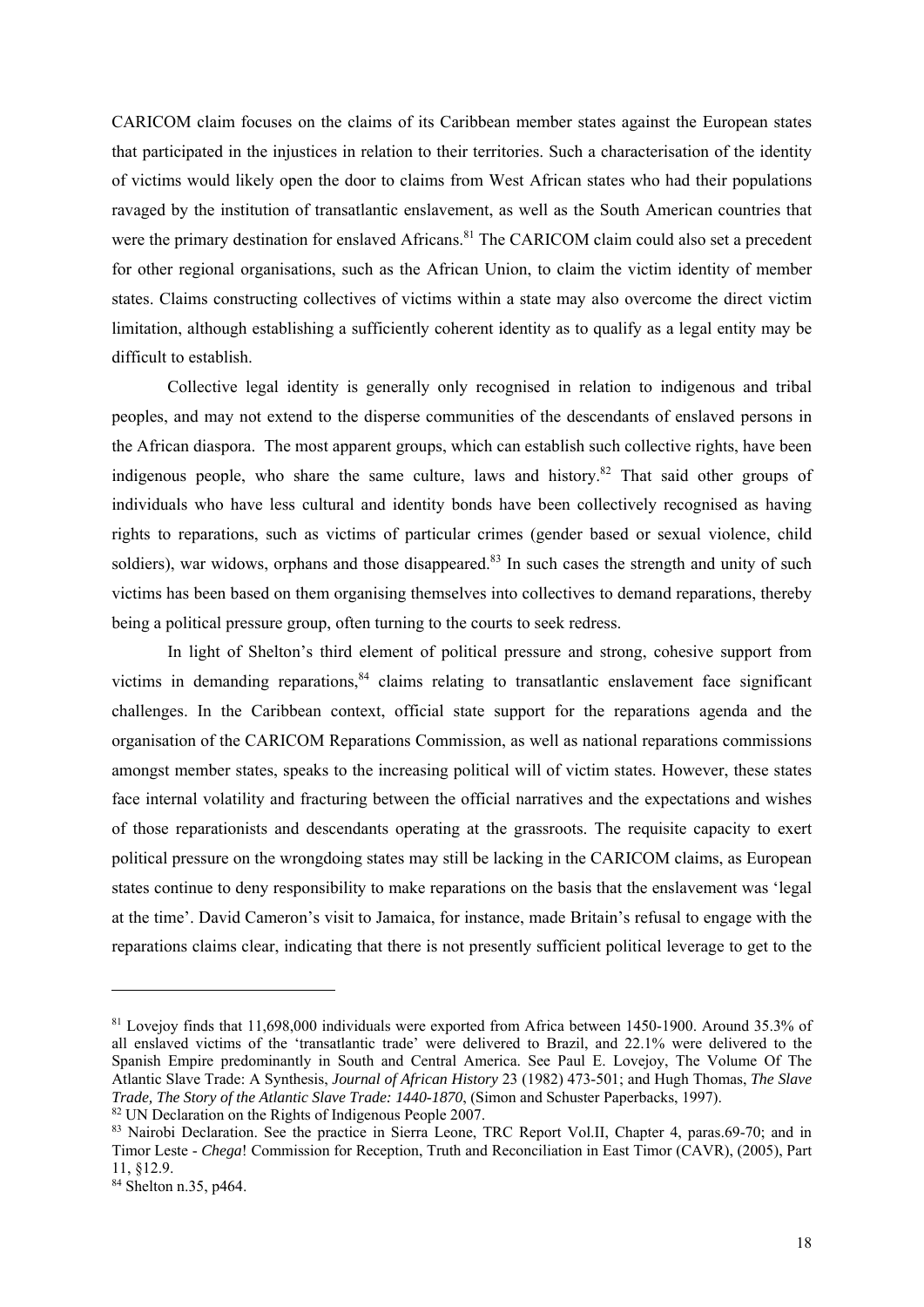CARICOM claim focuses on the claims of its Caribbean member states against the European states that participated in the injustices in relation to their territories. Such a characterisation of the identity of victims would likely open the door to claims from West African states who had their populations ravaged by the institution of transatlantic enslavement, as well as the South American countries that were the primary destination for enslaved Africans.[81] The CARICOM claim could also set a precedent for other regional organisations, such as the African Union, to claim the victim identity of member states. Claims constructing collectives of victims within a state may also overcome the direct victim limitation, although establishing a sufficiently coherent identity as to qualify as a legal entity may be difficult to establish.

Collective legal identity is generally only recognised in relation to indigenous and tribal peoples, and may not extend to the disperse communities of the descendants of enslaved persons in the African diaspora. The most apparent groups, which can establish such collective rights, have been indigenous people, who share the same culture, laws and history.[82] That said other groups of individuals who have less cultural and identity bonds have been collectively recognised as having rights to reparations, such as victims of particular crimes (gender based or sexual violence, child soldiers), war widows, orphans and those disappeared.[83] In such cases the strength and unity of such victims has been based on them organising themselves into collectives to demand reparations, thereby being a political pressure group, often turning to the courts to seek redress.

In light of Shelton's third element of political pressure and strong, cohesive support from victims in demanding reparations,[84] claims relating to transatlantic enslavement face significant challenges. In the Caribbean context, official state support for the reparations agenda and the organisation of the CARICOM Reparations Commission, as well as national reparations commissions amongst member states, speaks to the increasing political will of victim states. However, these states face internal volatility and fracturing between the official narratives and the expectations and wishes of those reparationists and descendants operating at the grassroots. The requisite capacity to exert political pressure on the wrongdoing states may still be lacking in the CARICOM claims, as European states continue to deny responsibility to make reparations on the basis that the enslavement was 'legal at the time'. David Cameron's visit to Jamaica, for instance, made Britain's refusal to engage with the reparations claims clear, indicating that there is not presently sufficient political leverage to get to the

---

[81] Lovejoy finds that 11,698,000 individuals were exported from Africa between 1450-1900. Around 35.3% of all enslaved victims of the 'transatlantic trade' were delivered to Brazil, and 22.1% were delivered to the Spanish Empire predominantly in South and Central America. See Paul E. Lovejoy, The Volume Of The Atlantic Slave Trade: A Synthesis, *Journal of African History* 23 (1982) 473-501; and Hugh Thomas, *The Slave Trade, The Story of the Atlantic Slave Trade: 1440-1870*, (Simon and Schuster Paperbacks, 1997).

[82] UN Declaration on the Rights of Indigenous People 2007.

[83] Nairobi Declaration. See the practice in Sierra Leone, TRC Report Vol.II, Chapter 4, paras.69-70; and in Timor Leste - *Chega*! Commission for Reception, Truth and Reconciliation in East Timor (CAVR), (2005), Part 11, §12.9.

[84] Shelton n.35, p464.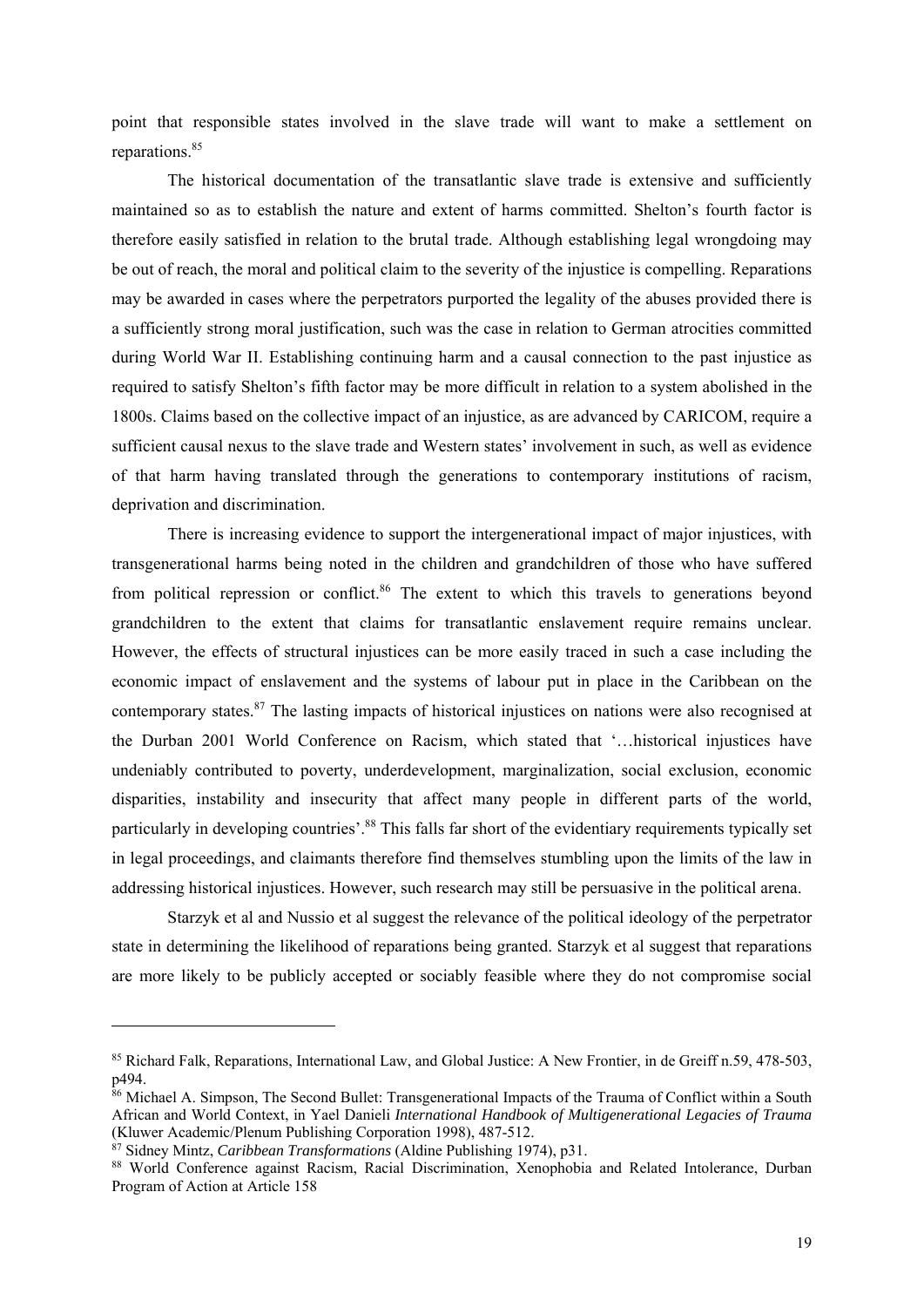point that responsible states involved in the slave trade will want to make a settlement on reparations.[85]

The historical documentation of the transatlantic slave trade is extensive and sufficiently maintained so as to establish the nature and extent of harms committed. Shelton's fourth factor is therefore easily satisfied in relation to the brutal trade. Although establishing legal wrongdoing may be out of reach, the moral and political claim to the severity of the injustice is compelling. Reparations may be awarded in cases where the perpetrators purported the legality of the abuses provided there is a sufficiently strong moral justification, such was the case in relation to German atrocities committed during World War II. Establishing continuing harm and a causal connection to the past injustice as required to satisfy Shelton's fifth factor may be more difficult in relation to a system abolished in the 1800s. Claims based on the collective impact of an injustice, as are advanced by CARICOM, require a sufficient causal nexus to the slave trade and Western states' involvement in such, as well as evidence of that harm having translated through the generations to contemporary institutions of racism, deprivation and discrimination.

There is increasing evidence to support the intergenerational impact of major injustices, with transgenerational harms being noted in the children and grandchildren of those who have suffered from political repression or conflict.[86] The extent to which this travels to generations beyond grandchildren to the extent that claims for transatlantic enslavement require remains unclear. However, the effects of structural injustices can be more easily traced in such a case including the economic impact of enslavement and the systems of labour put in place in the Caribbean on the contemporary states.[87] The lasting impacts of historical injustices on nations were also recognised at the Durban 2001 World Conference on Racism, which stated that '…historical injustices have undeniably contributed to poverty, underdevelopment, marginalization, social exclusion, economic disparities, instability and insecurity that affect many people in different parts of the world, particularly in developing countries'.[88] This falls far short of the evidentiary requirements typically set in legal proceedings, and claimants therefore find themselves stumbling upon the limits of the law in addressing historical injustices. However, such research may still be persuasive in the political arena.

Starzyk et al and Nussio et al suggest the relevance of the political ideology of the perpetrator state in determining the likelihood of reparations being granted. Starzyk et al suggest that reparations are more likely to be publicly accepted or sociably feasible where they do not compromise social

---

[85] Richard Falk, Reparations, International Law, and Global Justice: A New Frontier, in de Greiff n.59, 478-503, p494.

[86] Michael A. Simpson, The Second Bullet: Transgenerational Impacts of the Trauma of Conflict within a South African and World Context, in Yael Danieli *International Handbook of Multigenerational Legacies of Trauma* (Kluwer Academic/Plenum Publishing Corporation 1998), 487-512.

[87] Sidney Mintz, *Caribbean Transformations* (Aldine Publishing 1974), p31.

[88] World Conference against Racism, Racial Discrimination, Xenophobia and Related Intolerance, Durban Program of Action at Article 158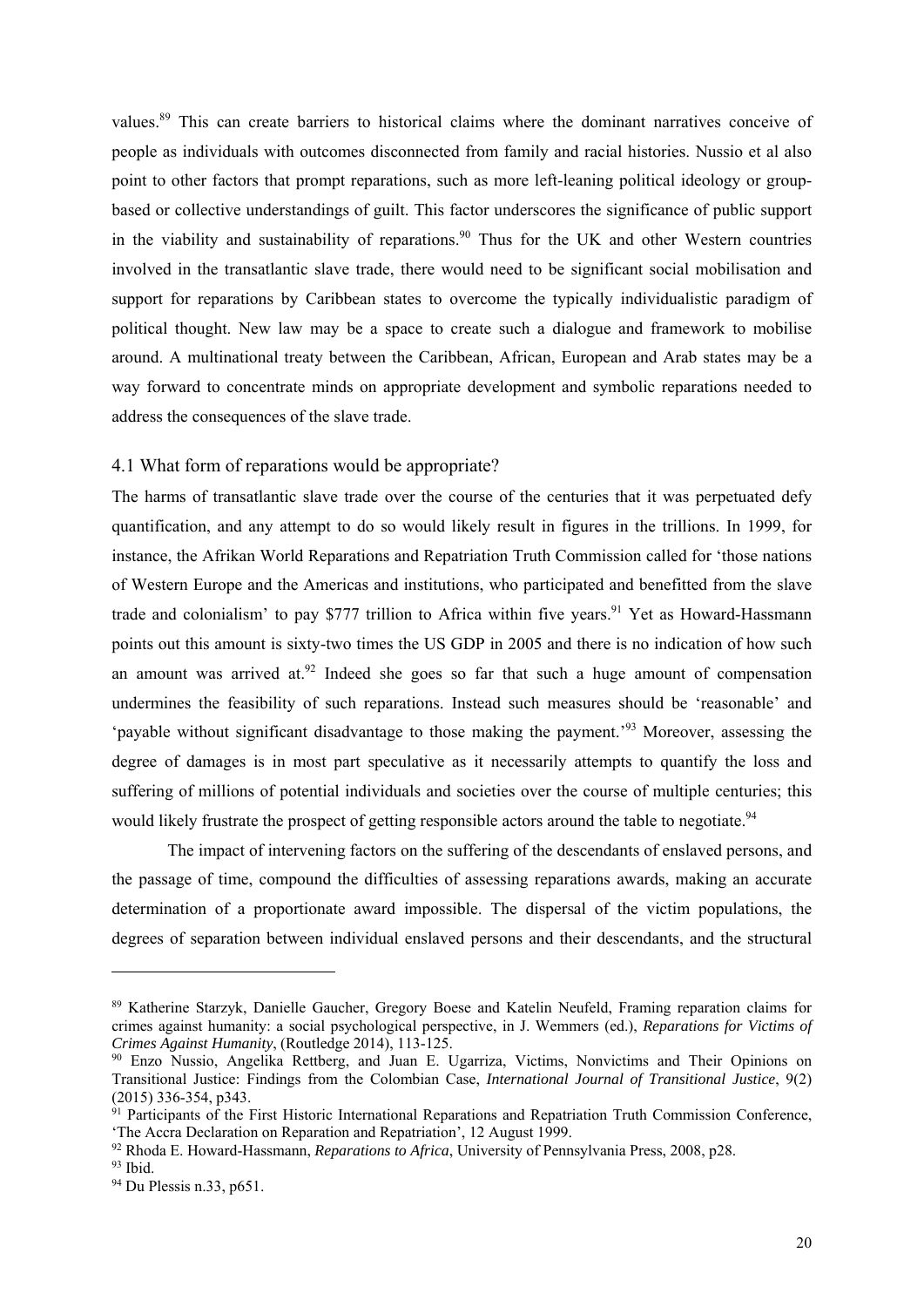values.[89] This can create barriers to historical claims where the dominant narratives conceive of people as individuals with outcomes disconnected from family and racial histories. Nussio et al also point to other factors that prompt reparations, such as more left-leaning political ideology or group-based or collective understandings of guilt. This factor underscores the significance of public support in the viability and sustainability of reparations.[90] Thus for the UK and other Western countries involved in the transatlantic slave trade, there would need to be significant social mobilisation and support for reparations by Caribbean states to overcome the typically individualistic paradigm of political thought. New law may be a space to create such a dialogue and framework to mobilise around. A multinational treaty between the Caribbean, African, European and Arab states may be a way forward to concentrate minds on appropriate development and symbolic reparations needed to address the consequences of the slave trade.

## 4.1 What form of reparations would be appropriate?

The harms of transatlantic slave trade over the course of the centuries that it was perpetuated defy quantification, and any attempt to do so would likely result in figures in the trillions. In 1999, for instance, the Afrikan World Reparations and Repatriation Truth Commission called for 'those nations of Western Europe and the Americas and institutions, who participated and benefitted from the slave trade and colonialism' to pay $777 trillion to Africa within five years.[91] Yet as Howard-Hassmann points out this amount is sixty-two times the US GDP in 2005 and there is no indication of how such an amount was arrived at.[92] Indeed she goes so far that such a huge amount of compensation undermines the feasibility of such reparations. Instead such measures should be 'reasonable' and 'payable without significant disadvantage to those making the payment.'[93] Moreover, assessing the degree of damages is in most part speculative as it necessarily attempts to quantify the loss and suffering of millions of potential individuals and societies over the course of multiple centuries; this would likely frustrate the prospect of getting responsible actors around the table to negotiate.[94]

The impact of intervening factors on the suffering of the descendants of enslaved persons, and the passage of time, compound the difficulties of assessing reparations awards, making an accurate determination of a proportionate award impossible. The dispersal of the victim populations, the degrees of separation between individual enslaved persons and their descendants, and the structural

---

[89] Katherine Starzyk, Danielle Gaucher, Gregory Boese and Katelin Neufeld, Framing reparation claims for crimes against humanity: a social psychological perspective, in J. Wemmers (ed.), *Reparations for Victims of Crimes Against Humanity*, (Routledge 2014), 113-125.

[90] Enzo Nussio, Angelika Rettberg, and Juan E. Ugarriza, Victims, Nonvictims and Their Opinions on Transitional Justice: Findings from the Colombian Case, *International Journal of Transitional Justice*, 9(2) (2015) 336-354, p343.

[91] Participants of the First Historic International Reparations and Repatriation Truth Commission Conference, 'The Accra Declaration on Reparation and Repatriation', 12 August 1999.

[92] Rhoda E. Howard-Hassmann, *Reparations to Africa*, University of Pennsylvania Press, 2008, p28.

[93] Ibid.

[94] Du Plessis n.33, p651.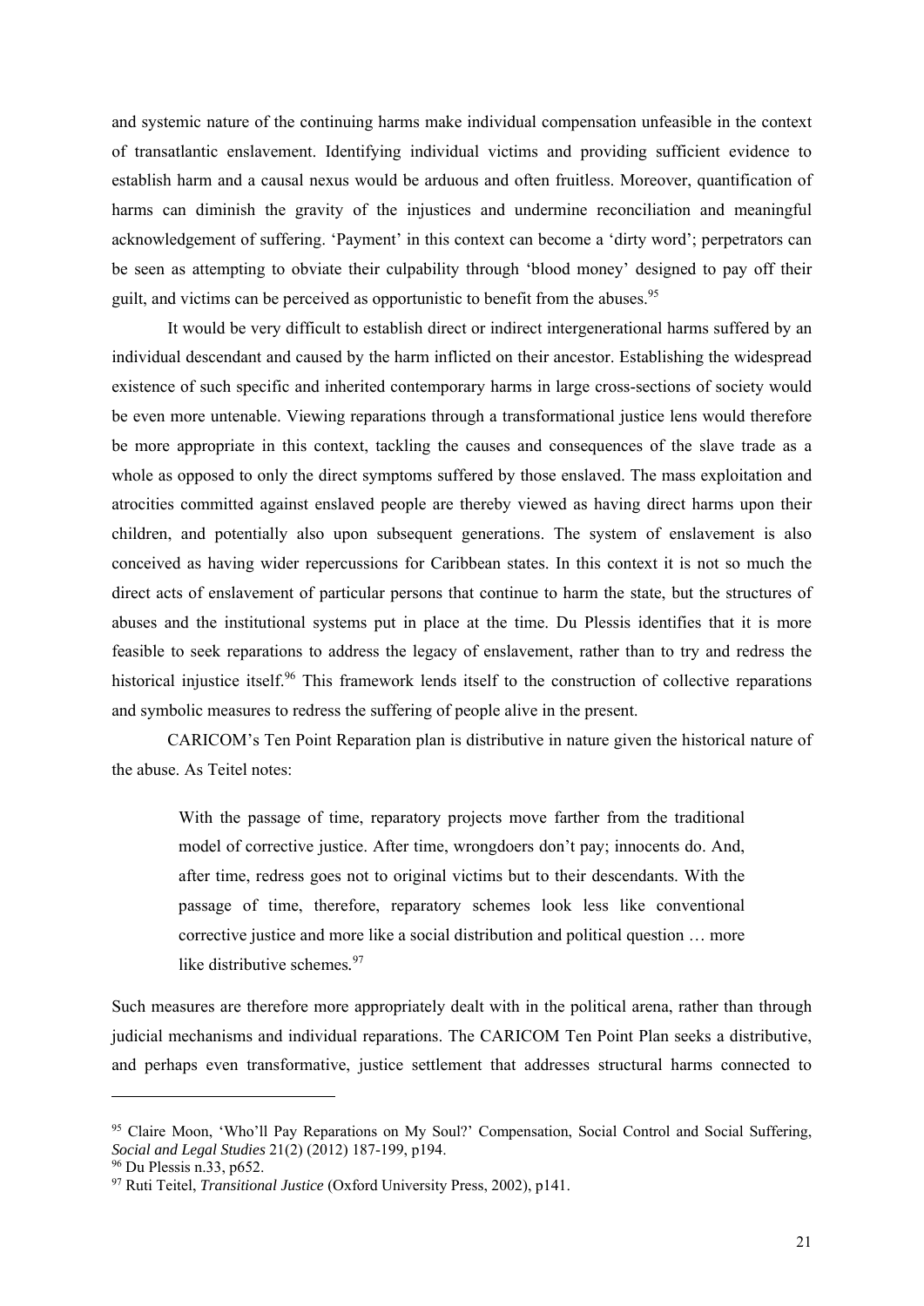and systemic nature of the continuing harms make individual compensation unfeasible in the context of transatlantic enslavement. Identifying individual victims and providing sufficient evidence to establish harm and a causal nexus would be arduous and often fruitless. Moreover, quantification of harms can diminish the gravity of the injustices and undermine reconciliation and meaningful acknowledgement of suffering. 'Payment' in this context can become a 'dirty word'; perpetrators can be seen as attempting to obviate their culpability through 'blood money' designed to pay off their guilt, and victims can be perceived as opportunistic to benefit from the abuses.[95]

It would be very difficult to establish direct or indirect intergenerational harms suffered by an individual descendant and caused by the harm inflicted on their ancestor. Establishing the widespread existence of such specific and inherited contemporary harms in large cross-sections of society would be even more untenable. Viewing reparations through a transformational justice lens would therefore be more appropriate in this context, tackling the causes and consequences of the slave trade as a whole as opposed to only the direct symptoms suffered by those enslaved. The mass exploitation and atrocities committed against enslaved people are thereby viewed as having direct harms upon their children, and potentially also upon subsequent generations. The system of enslavement is also conceived as having wider repercussions for Caribbean states. In this context it is not so much the direct acts of enslavement of particular persons that continue to harm the state, but the structures of abuses and the institutional systems put in place at the time. Du Plessis identifies that it is more feasible to seek reparations to address the legacy of enslavement, rather than to try and redress the historical injustice itself.[96] This framework lends itself to the construction of collective reparations and symbolic measures to redress the suffering of people alive in the present.

CARICOM's Ten Point Reparation plan is distributive in nature given the historical nature of the abuse. As Teitel notes:

> With the passage of time, reparatory projects move farther from the traditional model of corrective justice. After time, wrongdoers don't pay; innocents do. And, after time, redress goes not to original victims but to their descendants. With the passage of time, therefore, reparatory schemes look less like conventional corrective justice and more like a social distribution and political question … more like distributive schemes.[97]

Such measures are therefore more appropriately dealt with in the political arena, rather than through judicial mechanisms and individual reparations. The CARICOM Ten Point Plan seeks a distributive, and perhaps even transformative, justice settlement that addresses structural harms connected to

---

[95] Claire Moon, 'Who'll Pay Reparations on My Soul?' Compensation, Social Control and Social Suffering, *Social and Legal Studies* 21(2) (2012) 187-199, p194.

[96] Du Plessis n.33, p652.

[97] Ruti Teitel, *Transitional Justice* (Oxford University Press, 2002), p141.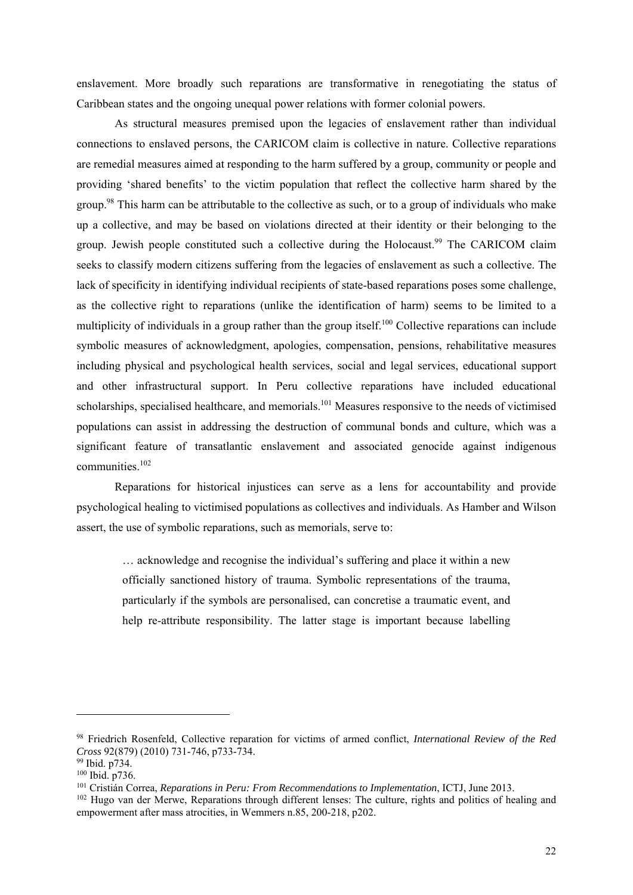enslavement. More broadly such reparations are transformative in renegotiating the status of Caribbean states and the ongoing unequal power relations with former colonial powers.

As structural measures premised upon the legacies of enslavement rather than individual connections to enslaved persons, the CARICOM claim is collective in nature. Collective reparations are remedial measures aimed at responding to the harm suffered by a group, community or people and providing 'shared benefits' to the victim population that reflect the collective harm shared by the group.[98] This harm can be attributable to the collective as such, or to a group of individuals who make up a collective, and may be based on violations directed at their identity or their belonging to the group. Jewish people constituted such a collective during the Holocaust.[99] The CARICOM claim seeks to classify modern citizens suffering from the legacies of enslavement as such a collective. The lack of specificity in identifying individual recipients of state-based reparations poses some challenge, as the collective right to reparations (unlike the identification of harm) seems to be limited to a multiplicity of individuals in a group rather than the group itself.[100] Collective reparations can include symbolic measures of acknowledgment, apologies, compensation, pensions, rehabilitative measures including physical and psychological health services, social and legal services, educational support and other infrastructural support. In Peru collective reparations have included educational scholarships, specialised healthcare, and memorials.[101] Measures responsive to the needs of victimised populations can assist in addressing the destruction of communal bonds and culture, which was a significant feature of transatlantic enslavement and associated genocide against indigenous communities.[102]

Reparations for historical injustices can serve as a lens for accountability and provide psychological healing to victimised populations as collectives and individuals. As Hamber and Wilson assert, the use of symbolic reparations, such as memorials, serve to:

> … acknowledge and recognise the individual's suffering and place it within a new officially sanctioned history of trauma. Symbolic representations of the trauma, particularly if the symbols are personalised, can concretise a traumatic event, and help re-attribute responsibility. The latter stage is important because labelling

---

[98] Friedrich Rosenfeld, Collective reparation for victims of armed conflict, *International Review of the Red Cross* 92(879) (2010) 731-746, p733-734.

[99] Ibid. p734.

[100] Ibid. p736.

[101] Cristián Correa, *Reparations in Peru: From Recommendations to Implementation*, ICTJ, June 2013.

[102] Hugo van der Merwe, Reparations through different lenses: The culture, rights and politics of healing and empowerment after mass atrocities, in Wemmers n.85, 200-218, p202.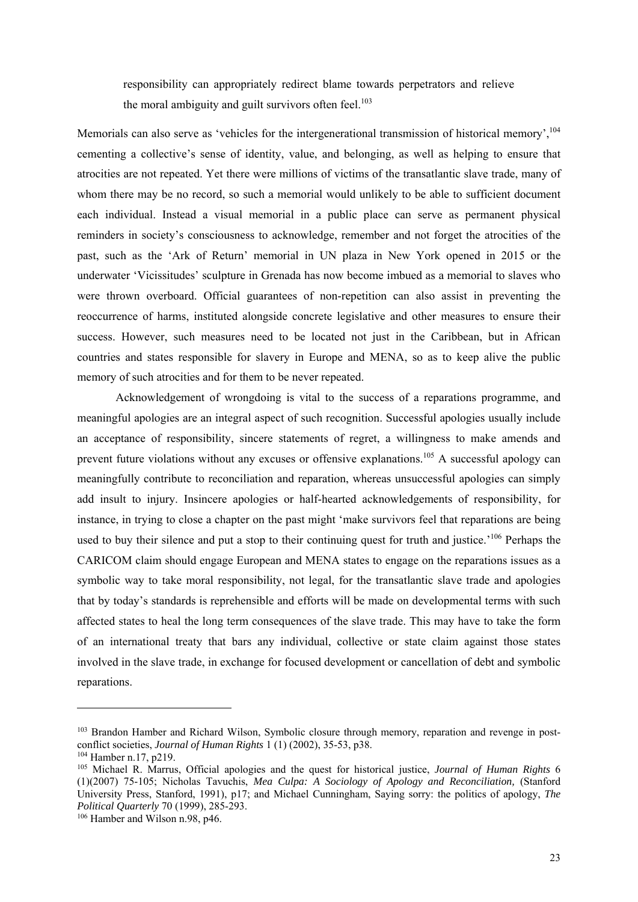responsibility can appropriately redirect blame towards perpetrators and relieve the moral ambiguity and guilt survivors often feel.[103]

Memorials can also serve as 'vehicles for the intergenerational transmission of historical memory',[104] cementing a collective's sense of identity, value, and belonging, as well as helping to ensure that atrocities are not repeated. Yet there were millions of victims of the transatlantic slave trade, many of whom there may be no record, so such a memorial would unlikely to be able to sufficient document each individual. Instead a visual memorial in a public place can serve as permanent physical reminders in society's consciousness to acknowledge, remember and not forget the atrocities of the past, such as the 'Ark of Return' memorial in UN plaza in New York opened in 2015 or the underwater 'Vicissitudes' sculpture in Grenada has now become imbued as a memorial to slaves who were thrown overboard. Official guarantees of non-repetition can also assist in preventing the reoccurrence of harms, instituted alongside concrete legislative and other measures to ensure their success. However, such measures need to be located not just in the Caribbean, but in African countries and states responsible for slavery in Europe and MENA, so as to keep alive the public memory of such atrocities and for them to be never repeated.

Acknowledgement of wrongdoing is vital to the success of a reparations programme, and meaningful apologies are an integral aspect of such recognition. Successful apologies usually include an acceptance of responsibility, sincere statements of regret, a willingness to make amends and prevent future violations without any excuses or offensive explanations.[105] A successful apology can meaningfully contribute to reconciliation and reparation, whereas unsuccessful apologies can simply add insult to injury. Insincere apologies or half-hearted acknowledgements of responsibility, for instance, in trying to close a chapter on the past might 'make survivors feel that reparations are being used to buy their silence and put a stop to their continuing quest for truth and justice.'[106] Perhaps the CARICOM claim should engage European and MENA states to engage on the reparations issues as a symbolic way to take moral responsibility, not legal, for the transatlantic slave trade and apologies that by today's standards is reprehensible and efforts will be made on developmental terms with such affected states to heal the long term consequences of the slave trade. This may have to take the form of an international treaty that bars any individual, collective or state claim against those states involved in the slave trade, in exchange for focused development or cancellation of debt and symbolic reparations.

---

[103] Brandon Hamber and Richard Wilson, Symbolic closure through memory, reparation and revenge in post-conflict societies, *Journal of Human Rights* 1 (1) (2002), 35-53, p38.

[104] Hamber n.17, p219.

[105] Michael R. Marrus, Official apologies and the quest for historical justice, *Journal of Human Rights* 6 (1)(2007) 75-105; Nicholas Tavuchis, *Mea Culpa: A Sociology of Apology and Reconciliation,* (Stanford University Press, Stanford, 1991), p17; and Michael Cunningham, Saying sorry: the politics of apology, *The Political Quarterly* 70 (1999), 285-293.

[106] Hamber and Wilson n.98, p46.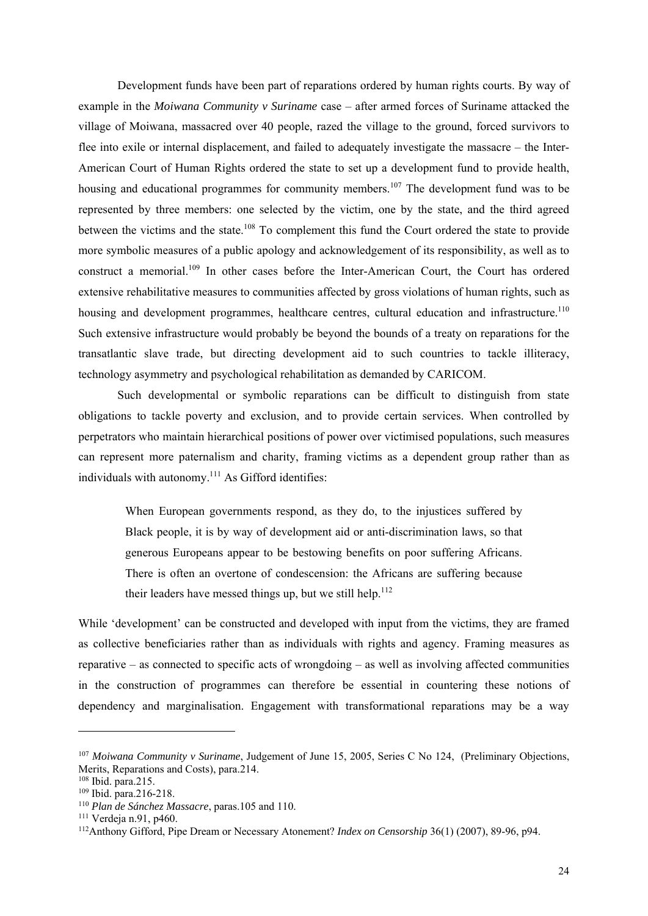Development funds have been part of reparations ordered by human rights courts. By way of example in the *Moiwana Community v Suriname* case – after armed forces of Suriname attacked the village of Moiwana, massacred over 40 people, razed the village to the ground, forced survivors to flee into exile or internal displacement, and failed to adequately investigate the massacre – the Inter-American Court of Human Rights ordered the state to set up a development fund to provide health, housing and educational programmes for community members.[107] The development fund was to be represented by three members: one selected by the victim, one by the state, and the third agreed between the victims and the state.[108] To complement this fund the Court ordered the state to provide more symbolic measures of a public apology and acknowledgement of its responsibility, as well as to construct a memorial.[109] In other cases before the Inter-American Court, the Court has ordered extensive rehabilitative measures to communities affected by gross violations of human rights, such as housing and development programmes, healthcare centres, cultural education and infrastructure.[110] Such extensive infrastructure would probably be beyond the bounds of a treaty on reparations for the transatlantic slave trade, but directing development aid to such countries to tackle illiteracy, technology asymmetry and psychological rehabilitation as demanded by CARICOM.

Such developmental or symbolic reparations can be difficult to distinguish from state obligations to tackle poverty and exclusion, and to provide certain services. When controlled by perpetrators who maintain hierarchical positions of power over victimised populations, such measures can represent more paternalism and charity, framing victims as a dependent group rather than as individuals with autonomy.[111] As Gifford identifies:

> When European governments respond, as they do, to the injustices suffered by Black people, it is by way of development aid or anti-discrimination laws, so that generous Europeans appear to be bestowing benefits on poor suffering Africans. There is often an overtone of condescension: the Africans are suffering because their leaders have messed things up, but we still help.[112]

While 'development' can be constructed and developed with input from the victims, they are framed as collective beneficiaries rather than as individuals with rights and agency. Framing measures as reparative – as connected to specific acts of wrongdoing – as well as involving affected communities in the construction of programmes can therefore be essential in countering these notions of dependency and marginalisation. Engagement with transformational reparations may be a way

---

[107] *Moiwana Community v Suriname*, Judgement of June 15, 2005, Series C No 124, (Preliminary Objections, Merits, Reparations and Costs), para.214.

[108] Ibid. para.215.

[109] Ibid. para.216-218.

[110] *Plan de Sánchez Massacre*, paras.105 and 110.

[111] Verdeja n.91, p460.

[112] Anthony Gifford, Pipe Dream or Necessary Atonement? *Index on Censorship* 36(1) (2007), 89-96, p94.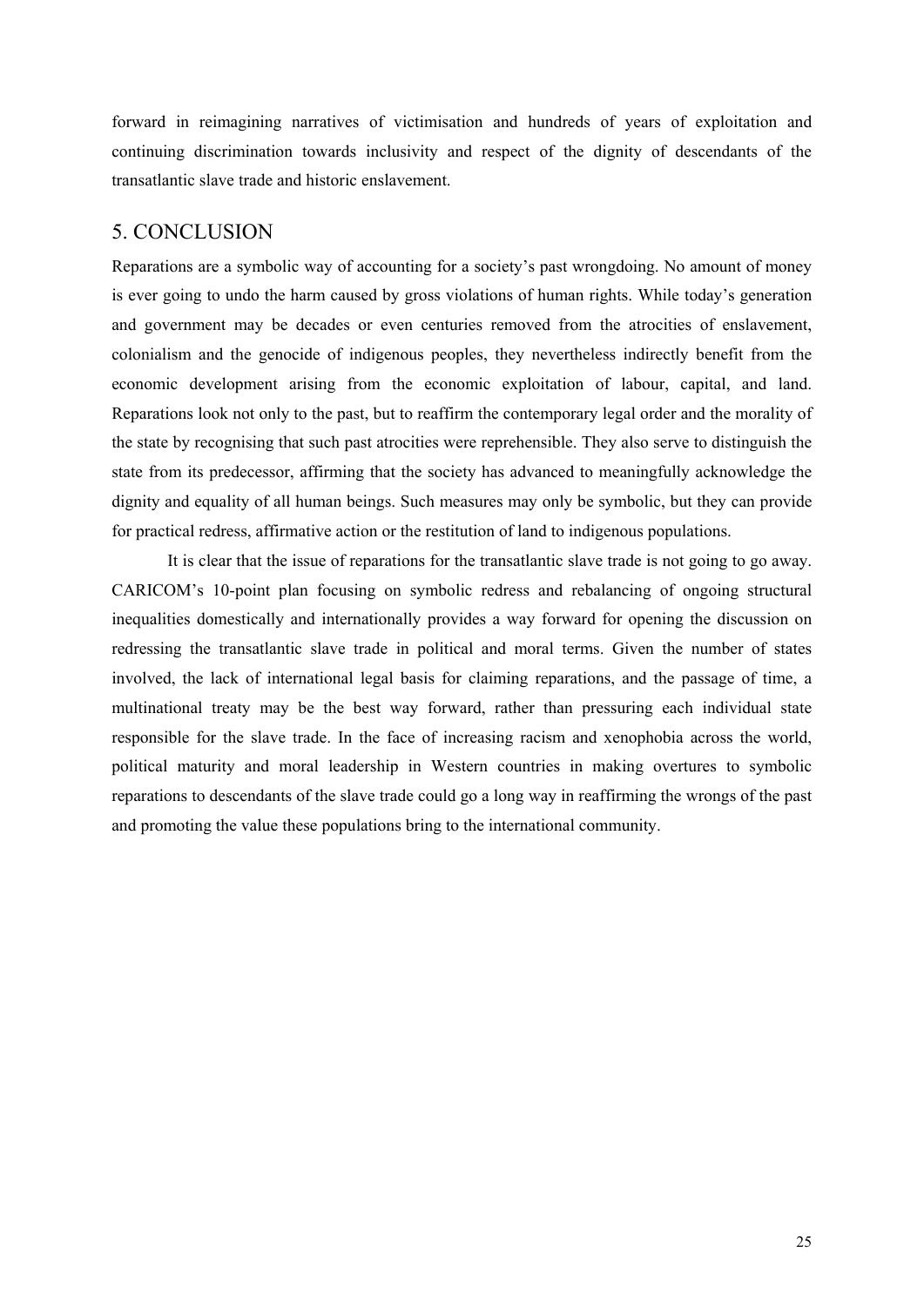forward in reimagining narratives of victimisation and hundreds of years of exploitation and continuing discrimination towards inclusivity and respect of the dignity of descendants of the transatlantic slave trade and historic enslavement.

## 5. CONCLUSION

Reparations are a symbolic way of accounting for a society's past wrongdoing. No amount of money is ever going to undo the harm caused by gross violations of human rights. While today's generation and government may be decades or even centuries removed from the atrocities of enslavement, colonialism and the genocide of indigenous peoples, they nevertheless indirectly benefit from the economic development arising from the economic exploitation of labour, capital, and land. Reparations look not only to the past, but to reaffirm the contemporary legal order and the morality of the state by recognising that such past atrocities were reprehensible. They also serve to distinguish the state from its predecessor, affirming that the society has advanced to meaningfully acknowledge the dignity and equality of all human beings. Such measures may only be symbolic, but they can provide for practical redress, affirmative action or the restitution of land to indigenous populations.

It is clear that the issue of reparations for the transatlantic slave trade is not going to go away. CARICOM's 10-point plan focusing on symbolic redress and rebalancing of ongoing structural inequalities domestically and internationally provides a way forward for opening the discussion on redressing the transatlantic slave trade in political and moral terms. Given the number of states involved, the lack of international legal basis for claiming reparations, and the passage of time, a multinational treaty may be the best way forward, rather than pressuring each individual state responsible for the slave trade. In the face of increasing racism and xenophobia across the world, political maturity and moral leadership in Western countries in making overtures to symbolic reparations to descendants of the slave trade could go a long way in reaffirming the wrongs of the past and promoting the value these populations bring to the international community.